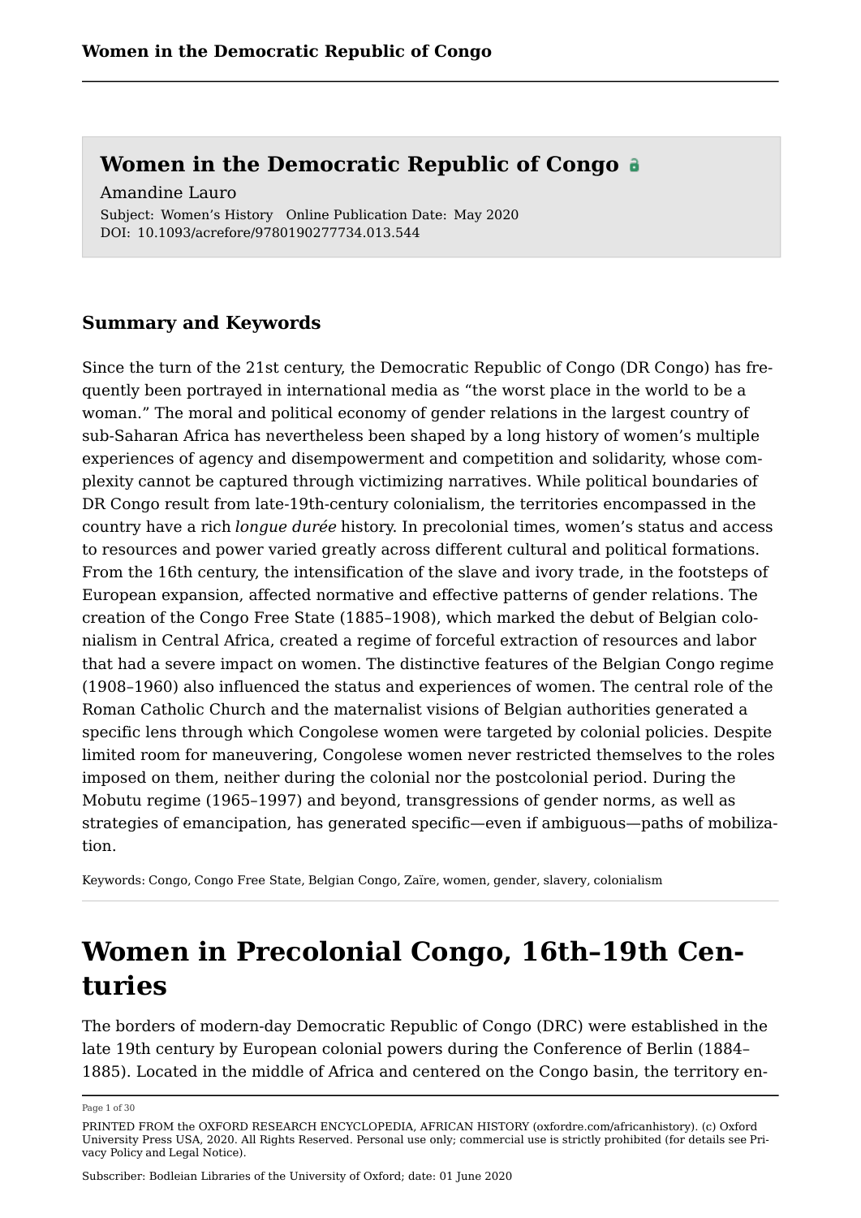# Women in the Democratic Republic of Congo

Amandine Lauro

Subject: Women's History Online Publication Date: May 2020
DOI: 10.1093/acrefore/9780190277734.013.544

## Summary and Keywords

Since the turn of the 21st century, the Democratic Republic of Congo (DR Congo) has frequently been portrayed in international media as "the worst place in the world to be a woman." The moral and political economy of gender relations in the largest country of sub-Saharan Africa has nevertheless been shaped by a long history of women's multiple experiences of agency and disempowerment and competition and solidarity, whose complexity cannot be captured through victimizing narratives. While political boundaries of DR Congo result from late-19th-century colonialism, the territories encompassed in the country have a rich *longue durée* history. In precolonial times, women's status and access to resources and power varied greatly across different cultural and political formations. From the 16th century, the intensification of the slave and ivory trade, in the footsteps of European expansion, affected normative and effective patterns of gender relations. The creation of the Congo Free State (1885–1908), which marked the debut of Belgian colonialism in Central Africa, created a regime of forceful extraction of resources and labor that had a severe impact on women. The distinctive features of the Belgian Congo regime (1908–1960) also influenced the status and experiences of women. The central role of the Roman Catholic Church and the maternalist visions of Belgian authorities generated a specific lens through which Congolese women were targeted by colonial policies. Despite limited room for maneuvering, Congolese women never restricted themselves to the roles imposed on them, neither during the colonial nor the postcolonial period. During the Mobutu regime (1965–1997) and beyond, transgressions of gender norms, as well as strategies of emancipation, has generated specific—even if ambiguous—paths of mobilization.

Keywords: Congo, Congo Free State, Belgian Congo, Zaïre, women, gender, slavery, colonialism

# Women in Precolonial Congo, 16th–19th Centuries

The borders of modern-day Democratic Republic of Congo (DRC) were established in the late 19th century by European colonial powers during the Conference of Berlin (1884–1885). Located in the middle of Africa and centered on the Congo basin, the territory en-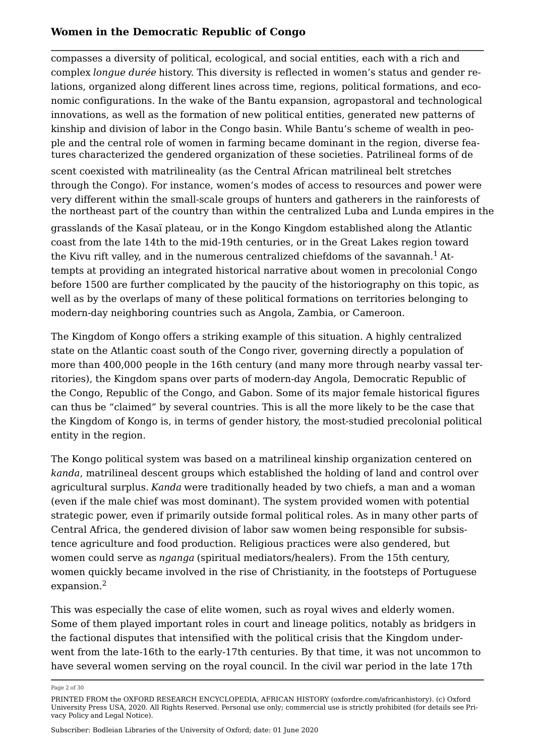compasses a diversity of political, ecological, and social entities, each with a rich and complex *longue durée* history. This diversity is reflected in women's status and gender relations, organized along different lines across time, regions, political formations, and economic configurations. In the wake of the Bantu expansion, agropastoral and technological innovations, as well as the formation of new political entities, generated new patterns of kinship and division of labor in the Congo basin. While Bantu's scheme of wealth in people and the central role of women in farming became dominant in the region, diverse features characterized the gendered organization of these societies. Patrilineal forms of descent coexisted with matrilineality (as the Central African matrilineal belt stretches through the Congo). For instance, women's modes of access to resources and power were very different within the small-scale groups of hunters and gatherers in the rainforests of the northeast part of the country than within the centralized Luba and Lunda empires in the grasslands of the Kasaï plateau, or in the Kongo Kingdom established along the Atlantic coast from the late 14th to the mid-19th centuries, or in the Great Lakes region toward the Kivu rift valley, and in the numerous centralized chiefdoms of the savannah.[1] Attempts at providing an integrated historical narrative about women in precolonial Congo before 1500 are further complicated by the paucity of the historiography on this topic, as well as by the overlaps of many of these political formations on territories belonging to modern-day neighboring countries such as Angola, Zambia, or Cameroon.

The Kingdom of Kongo offers a striking example of this situation. A highly centralized state on the Atlantic coast south of the Congo river, governing directly a population of more than 400,000 people in the 16th century (and many more through nearby vassal territories), the Kingdom spans over parts of modern-day Angola, Democratic Republic of the Congo, Republic of the Congo, and Gabon. Some of its major female historical figures can thus be "claimed" by several countries. This is all the more likely to be the case that the Kingdom of Kongo is, in terms of gender history, the most-studied precolonial political entity in the region.

The Kongo political system was based on a matrilineal kinship organization centered on *kanda*, matrilineal descent groups which established the holding of land and control over agricultural surplus. *Kanda* were traditionally headed by two chiefs, a man and a woman (even if the male chief was most dominant). The system provided women with potential strategic power, even if primarily outside formal political roles. As in many other parts of Central Africa, the gendered division of labor saw women being responsible for subsistence agriculture and food production. Religious practices were also gendered, but women could serve as *nganga* (spiritual mediators/healers). From the 15th century, women quickly became involved in the rise of Christianity, in the footsteps of Portuguese expansion.[2]

This was especially the case of elite women, such as royal wives and elderly women. Some of them played important roles in court and lineage politics, notably as bridgers in the factional disputes that intensified with the political crisis that the Kingdom underwent from the late-16th to the early-17th centuries. By that time, it was not uncommon to have several women serving on the royal council. In the civil war period in the late 17th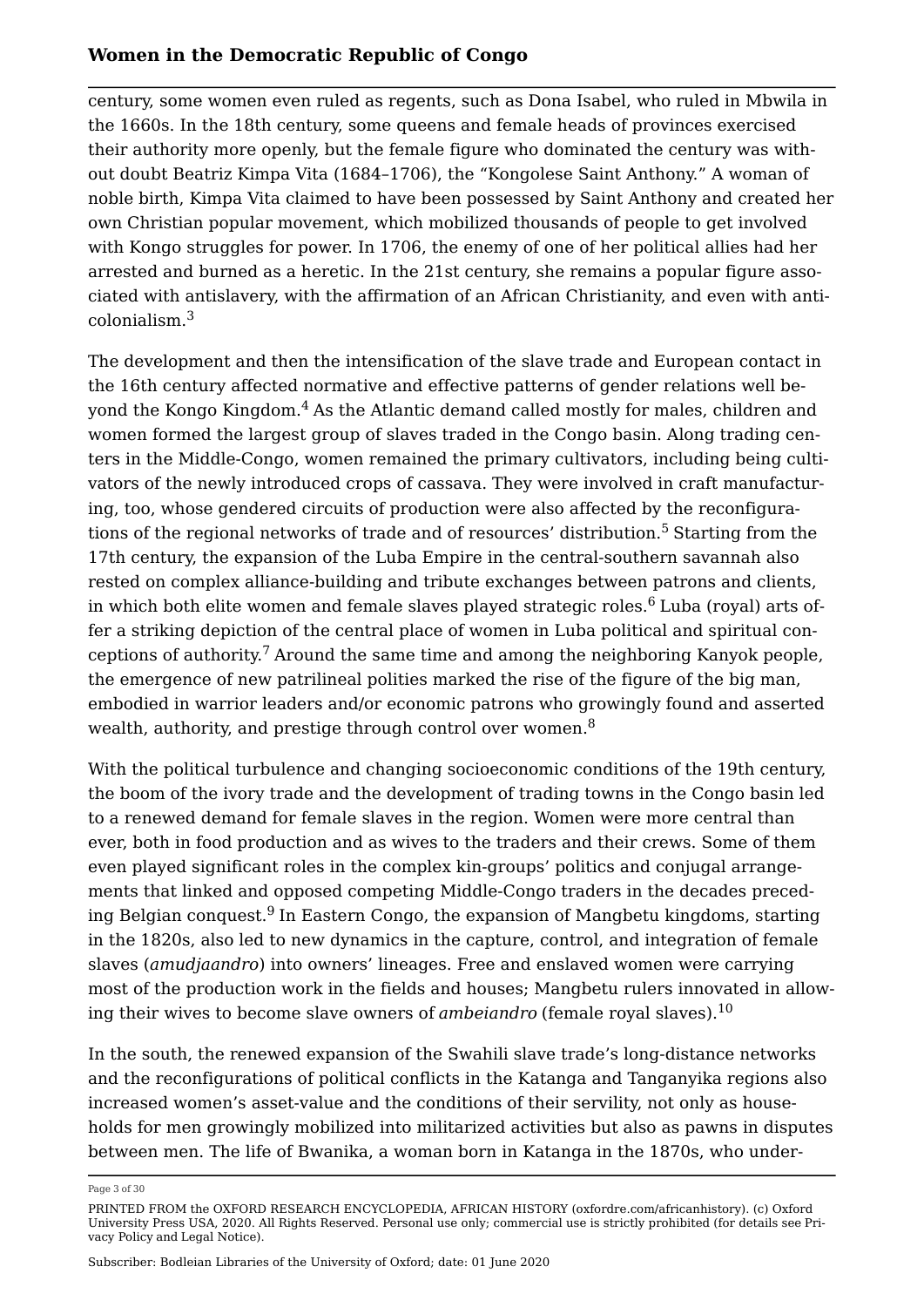century, some women even ruled as regents, such as Dona Isabel, who ruled in Mbwila in the 1660s. In the 18th century, some queens and female heads of provinces exercised their authority more openly, but the female figure who dominated the century was without doubt Beatriz Kimpa Vita (1684–1706), the "Kongolese Saint Anthony." A woman of noble birth, Kimpa Vita claimed to have been possessed by Saint Anthony and created her own Christian popular movement, which mobilized thousands of people to get involved with Kongo struggles for power. In 1706, the enemy of one of her political allies had her arrested and burned as a heretic. In the 21st century, she remains a popular figure associated with antislavery, with the affirmation of an African Christianity, and even with anticolonialism.[3]

The development and then the intensification of the slave trade and European contact in the 16th century affected normative and effective patterns of gender relations well beyond the Kongo Kingdom.[4] As the Atlantic demand called mostly for males, children and women formed the largest group of slaves traded in the Congo basin. Along trading centers in the Middle-Congo, women remained the primary cultivators, including being cultivators of the newly introduced crops of cassava. They were involved in craft manufacturing, too, whose gendered circuits of production were also affected by the reconfigurations of the regional networks of trade and of resources' distribution.[5] Starting from the 17th century, the expansion of the Luba Empire in the central-southern savannah also rested on complex alliance-building and tribute exchanges between patrons and clients, in which both elite women and female slaves played strategic roles.[6] Luba (royal) arts offer a striking depiction of the central place of women in Luba political and spiritual conceptions of authority.[7] Around the same time and among the neighboring Kanyok people, the emergence of new patrilineal polities marked the rise of the figure of the big man, embodied in warrior leaders and/or economic patrons who growingly found and asserted wealth, authority, and prestige through control over women.[8]

With the political turbulence and changing socioeconomic conditions of the 19th century, the boom of the ivory trade and the development of trading towns in the Congo basin led to a renewed demand for female slaves in the region. Women were more central than ever, both in food production and as wives to the traders and their crews. Some of them even played significant roles in the complex kin-groups' politics and conjugal arrangements that linked and opposed competing Middle-Congo traders in the decades preceding Belgian conquest.[9] In Eastern Congo, the expansion of Mangbetu kingdoms, starting in the 1820s, also led to new dynamics in the capture, control, and integration of female slaves (*amudjaandro*) into owners' lineages. Free and enslaved women were carrying most of the production work in the fields and houses; Mangbetu rulers innovated in allowing their wives to become slave owners of *ambeiandro* (female royal slaves).[10]

In the south, the renewed expansion of the Swahili slave trade's long-distance networks and the reconfigurations of political conflicts in the Katanga and Tanganyika regions also increased women's asset-value and the conditions of their servility, not only as households for men growingly mobilized into militarized activities but also as pawns in disputes between men. The life of Bwanika, a woman born in Katanga in the 1870s, who under-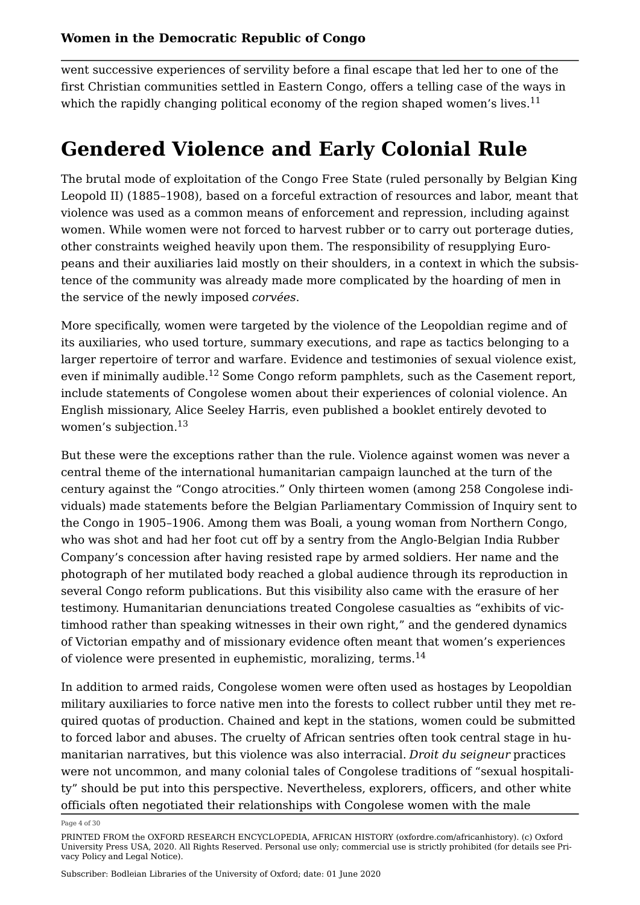went successive experiences of servility before a final escape that led her to one of the first Christian communities settled in Eastern Congo, offers a telling case of the ways in which the rapidly changing political economy of the region shaped women's lives.[11]

# Gendered Violence and Early Colonial Rule

The brutal mode of exploitation of the Congo Free State (ruled personally by Belgian King Leopold II) (1885–1908), based on a forceful extraction of resources and labor, meant that violence was used as a common means of enforcement and repression, including against women. While women were not forced to harvest rubber or to carry out porterage duties, other constraints weighed heavily upon them. The responsibility of resupplying Europeans and their auxiliaries laid mostly on their shoulders, in a context in which the subsistence of the community was already made more complicated by the hoarding of men in the service of the newly imposed *corvées*.

More specifically, women were targeted by the violence of the Leopoldian regime and of its auxiliaries, who used torture, summary executions, and rape as tactics belonging to a larger repertoire of terror and warfare. Evidence and testimonies of sexual violence exist, even if minimally audible.[12] Some Congo reform pamphlets, such as the Casement report, include statements of Congolese women about their experiences of colonial violence. An English missionary, Alice Seeley Harris, even published a booklet entirely devoted to women's subjection.[13]

But these were the exceptions rather than the rule. Violence against women was never a central theme of the international humanitarian campaign launched at the turn of the century against the "Congo atrocities." Only thirteen women (among 258 Congolese individuals) made statements before the Belgian Parliamentary Commission of Inquiry sent to the Congo in 1905–1906. Among them was Boali, a young woman from Northern Congo, who was shot and had her foot cut off by a sentry from the Anglo-Belgian India Rubber Company's concession after having resisted rape by armed soldiers. Her name and the photograph of her mutilated body reached a global audience through its reproduction in several Congo reform publications. But this visibility also came with the erasure of her testimony. Humanitarian denunciations treated Congolese casualties as "exhibits of victimhood rather than speaking witnesses in their own right," and the gendered dynamics of Victorian empathy and of missionary evidence often meant that women's experiences of violence were presented in euphemistic, moralizing, terms.[14]

In addition to armed raids, Congolese women were often used as hostages by Leopoldian military auxiliaries to force native men into the forests to collect rubber until they met required quotas of production. Chained and kept in the stations, women could be submitted to forced labor and abuses. The cruelty of African sentries often took central stage in humanitarian narratives, but this violence was also interracial. *Droit du seigneur* practices were not uncommon, and many colonial tales of Congolese traditions of "sexual hospitality" should be put into this perspective. Nevertheless, explorers, officers, and other white officials often negotiated their relationships with Congolese women with the male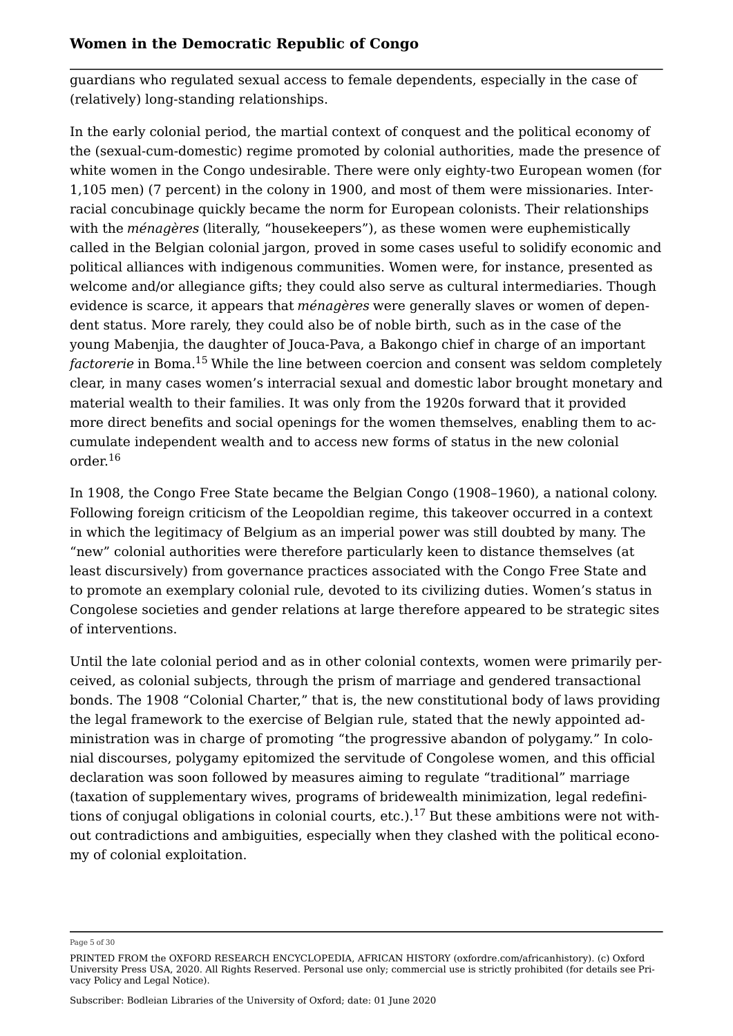guardians who regulated sexual access to female dependents, especially in the case of (relatively) long-standing relationships.

In the early colonial period, the martial context of conquest and the political economy of the (sexual-cum-domestic) regime promoted by colonial authorities, made the presence of white women in the Congo undesirable. There were only eighty-two European women (for 1,105 men) (7 percent) in the colony in 1900, and most of them were missionaries. Interracial concubinage quickly became the norm for European colonists. Their relationships with the *ménagères* (literally, "housekeepers"), as these women were euphemistically called in the Belgian colonial jargon, proved in some cases useful to solidify economic and political alliances with indigenous communities. Women were, for instance, presented as welcome and/or allegiance gifts; they could also serve as cultural intermediaries. Though evidence is scarce, it appears that *ménagères* were generally slaves or women of dependent status. More rarely, they could also be of noble birth, such as in the case of the young Mabenjia, the daughter of Jouca-Pava, a Bakongo chief in charge of an important *factorerie* in Boma.[15] While the line between coercion and consent was seldom completely clear, in many cases women's interracial sexual and domestic labor brought monetary and material wealth to their families. It was only from the 1920s forward that it provided more direct benefits and social openings for the women themselves, enabling them to accumulate independent wealth and to access new forms of status in the new colonial order.[16]

In 1908, the Congo Free State became the Belgian Congo (1908–1960), a national colony. Following foreign criticism of the Leopoldian regime, this takeover occurred in a context in which the legitimacy of Belgium as an imperial power was still doubted by many. The "new" colonial authorities were therefore particularly keen to distance themselves (at least discursively) from governance practices associated with the Congo Free State and to promote an exemplary colonial rule, devoted to its civilizing duties. Women's status in Congolese societies and gender relations at large therefore appeared to be strategic sites of interventions.

Until the late colonial period and as in other colonial contexts, women were primarily perceived, as colonial subjects, through the prism of marriage and gendered transactional bonds. The 1908 "Colonial Charter," that is, the new constitutional body of laws providing the legal framework to the exercise of Belgian rule, stated that the newly appointed administration was in charge of promoting "the progressive abandon of polygamy." In colonial discourses, polygamy epitomized the servitude of Congolese women, and this official declaration was soon followed by measures aiming to regulate "traditional" marriage (taxation of supplementary wives, programs of bridewealth minimization, legal redefinitions of conjugal obligations in colonial courts, etc.).[17] But these ambitions were not without contradictions and ambiguities, especially when they clashed with the political economy of colonial exploitation.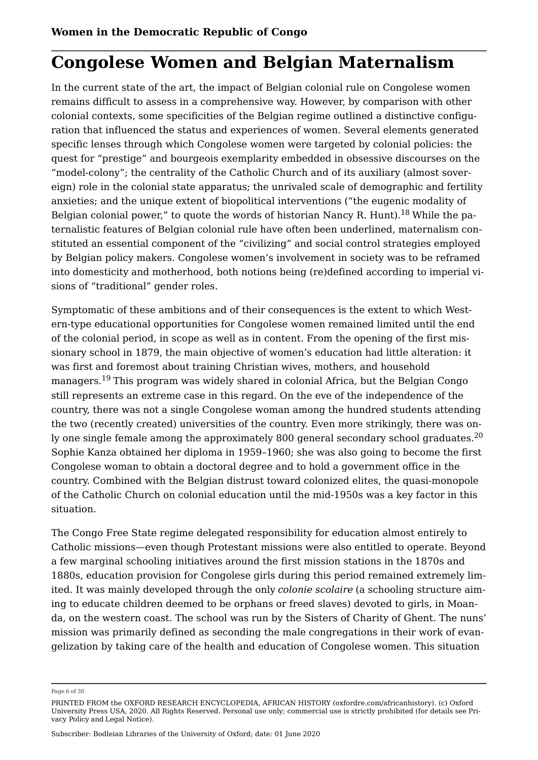## Congolese Women and Belgian Maternalism

In the current state of the art, the impact of Belgian colonial rule on Congolese women remains difficult to assess in a comprehensive way. However, by comparison with other colonial contexts, some specificities of the Belgian regime outlined a distinctive configuration that influenced the status and experiences of women. Several elements generated specific lenses through which Congolese women were targeted by colonial policies: the quest for "prestige" and bourgeois exemplarity embedded in obsessive discourses on the "model-colony"; the centrality of the Catholic Church and of its auxiliary (almost sovereign) role in the colonial state apparatus; the unrivaled scale of demographic and fertility anxieties; and the unique extent of biopolitical interventions ("the eugenic modality of Belgian colonial power," to quote the words of historian Nancy R. Hunt).[18] While the paternalistic features of Belgian colonial rule have often been underlined, maternalism constituted an essential component of the "civilizing" and social control strategies employed by Belgian policy makers. Congolese women's involvement in society was to be reframed into domesticity and motherhood, both notions being (re)defined according to imperial visions of "traditional" gender roles.

Symptomatic of these ambitions and of their consequences is the extent to which Western-type educational opportunities for Congolese women remained limited until the end of the colonial period, in scope as well as in content. From the opening of the first missionary school in 1879, the main objective of women's education had little alteration: it was first and foremost about training Christian wives, mothers, and household managers.[19] This program was widely shared in colonial Africa, but the Belgian Congo still represents an extreme case in this regard. On the eve of the independence of the country, there was not a single Congolese woman among the hundred students attending the two (recently created) universities of the country. Even more strikingly, there was only one single female among the approximately 800 general secondary school graduates.[20] Sophie Kanza obtained her diploma in 1959–1960; she was also going to become the first Congolese woman to obtain a doctoral degree and to hold a government office in the country. Combined with the Belgian distrust toward colonized elites, the quasi-monopole of the Catholic Church on colonial education until the mid-1950s was a key factor in this situation.

The Congo Free State regime delegated responsibility for education almost entirely to Catholic missions—even though Protestant missions were also entitled to operate. Beyond a few marginal schooling initiatives around the first mission stations in the 1870s and 1880s, education provision for Congolese girls during this period remained extremely limited. It was mainly developed through the only *colonie scolaire* (a schooling structure aiming to educate children deemed to be orphans or freed slaves) devoted to girls, in Moanda, on the western coast. The school was run by the Sisters of Charity of Ghent. The nuns' mission was primarily defined as seconding the male congregations in their work of evangelization by taking care of the health and education of Congolese women. This situation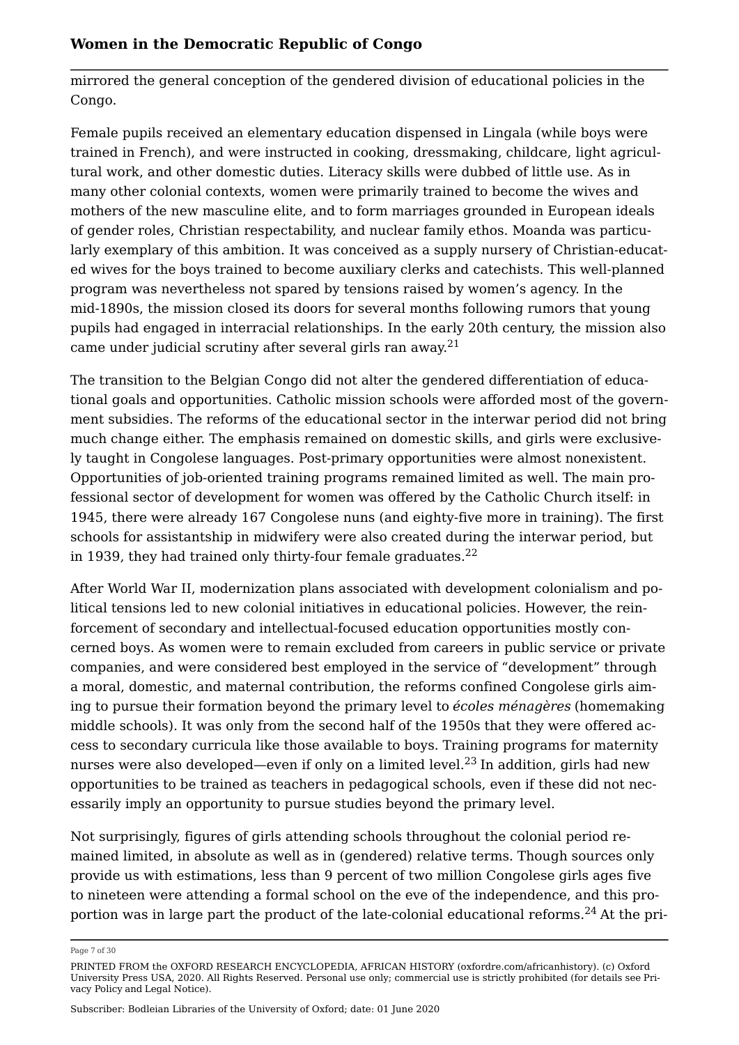mirrored the general conception of the gendered division of educational policies in the Congo.

Female pupils received an elementary education dispensed in Lingala (while boys were trained in French), and were instructed in cooking, dressmaking, childcare, light agricultural work, and other domestic duties. Literacy skills were dubbed of little use. As in many other colonial contexts, women were primarily trained to become the wives and mothers of the new masculine elite, and to form marriages grounded in European ideals of gender roles, Christian respectability, and nuclear family ethos. Moanda was particularly exemplary of this ambition. It was conceived as a supply nursery of Christian-educated wives for the boys trained to become auxiliary clerks and catechists. This well-planned program was nevertheless not spared by tensions raised by women's agency. In the mid-1890s, the mission closed its doors for several months following rumors that young pupils had engaged in interracial relationships. In the early 20th century, the mission also came under judicial scrutiny after several girls ran away.[21]

The transition to the Belgian Congo did not alter the gendered differentiation of educational goals and opportunities. Catholic mission schools were afforded most of the government subsidies. The reforms of the educational sector in the interwar period did not bring much change either. The emphasis remained on domestic skills, and girls were exclusively taught in Congolese languages. Post-primary opportunities were almost nonexistent. Opportunities of job-oriented training programs remained limited as well. The main professional sector of development for women was offered by the Catholic Church itself: in 1945, there were already 167 Congolese nuns (and eighty-five more in training). The first schools for assistantship in midwifery were also created during the interwar period, but in 1939, they had trained only thirty-four female graduates.[22]

After World War II, modernization plans associated with development colonialism and political tensions led to new colonial initiatives in educational policies. However, the reinforcement of secondary and intellectual-focused education opportunities mostly concerned boys. As women were to remain excluded from careers in public service or private companies, and were considered best employed in the service of "development" through a moral, domestic, and maternal contribution, the reforms confined Congolese girls aiming to pursue their formation beyond the primary level to *écoles ménagères* (homemaking middle schools). It was only from the second half of the 1950s that they were offered access to secondary curricula like those available to boys. Training programs for maternity nurses were also developed—even if only on a limited level.[23] In addition, girls had new opportunities to be trained as teachers in pedagogical schools, even if these did not necessarily imply an opportunity to pursue studies beyond the primary level.

Not surprisingly, figures of girls attending schools throughout the colonial period remained limited, in absolute as well as in (gendered) relative terms. Though sources only provide us with estimations, less than 9 percent of two million Congolese girls ages five to nineteen were attending a formal school on the eve of the independence, and this proportion was in large part the product of the late-colonial educational reforms.[24] At the pri-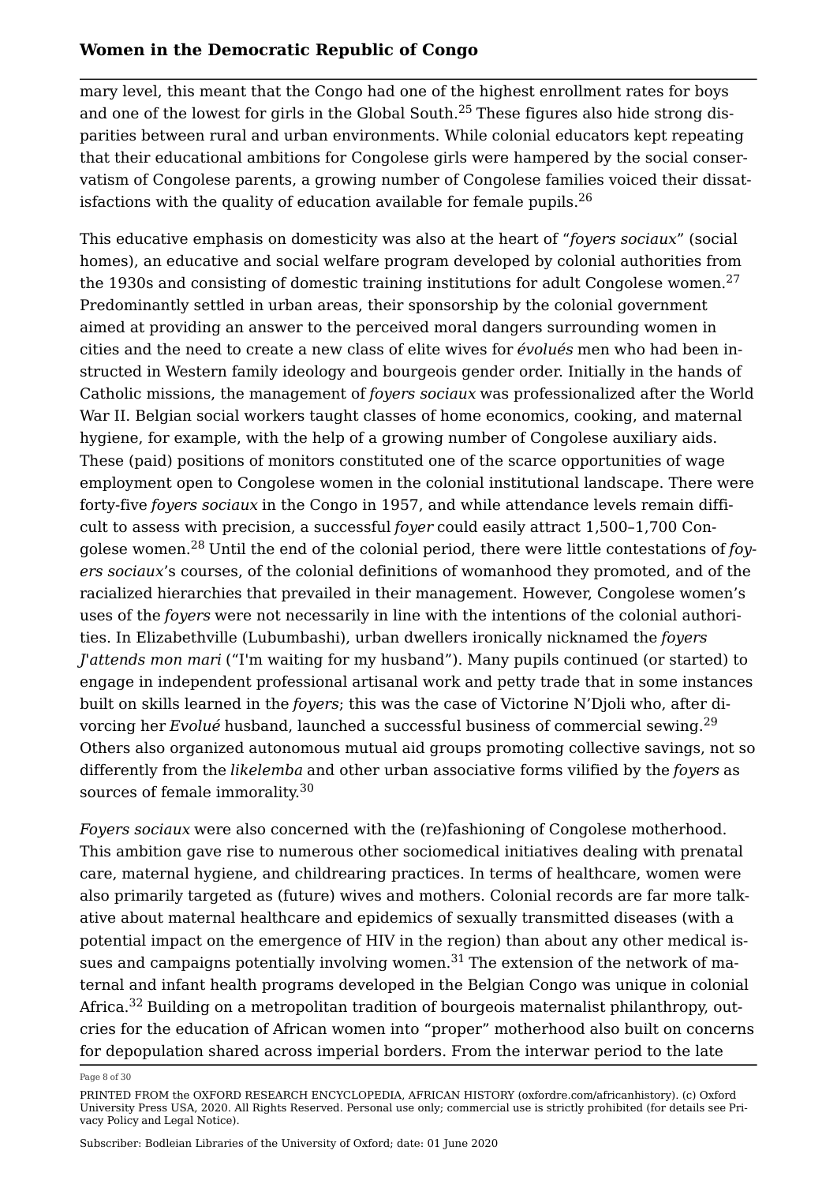mary level, this meant that the Congo had one of the highest enrollment rates for boys and one of the lowest for girls in the Global South.[25] These figures also hide strong disparities between rural and urban environments. While colonial educators kept repeating that their educational ambitions for Congolese girls were hampered by the social conservatism of Congolese parents, a growing number of Congolese families voiced their dissatisfactions with the quality of education available for female pupils.[26]

This educative emphasis on domesticity was also at the heart of "*foyers sociaux*" (social homes), an educative and social welfare program developed by colonial authorities from the 1930s and consisting of domestic training institutions for adult Congolese women.[27] Predominantly settled in urban areas, their sponsorship by the colonial government aimed at providing an answer to the perceived moral dangers surrounding women in cities and the need to create a new class of elite wives for *évolués* men who had been instructed in Western family ideology and bourgeois gender order. Initially in the hands of Catholic missions, the management of *foyers sociaux* was professionalized after the World War II. Belgian social workers taught classes of home economics, cooking, and maternal hygiene, for example, with the help of a growing number of Congolese auxiliary aids. These (paid) positions of monitors constituted one of the scarce opportunities of wage employment open to Congolese women in the colonial institutional landscape. There were forty-five *foyers sociaux* in the Congo in 1957, and while attendance levels remain difficult to assess with precision, a successful *foyer* could easily attract 1,500–1,700 Congolese women.[28] Until the end of the colonial period, there were little contestations of *foyers sociaux*'s courses, of the colonial definitions of womanhood they promoted, and of the racialized hierarchies that prevailed in their management. However, Congolese women's uses of the *foyers* were not necessarily in line with the intentions of the colonial authorities. In Elizabethville (Lubumbashi), urban dwellers ironically nicknamed the *foyers J'attends mon mari* ("I'm waiting for my husband"). Many pupils continued (or started) to engage in independent professional artisanal work and petty trade that in some instances built on skills learned in the *foyers*; this was the case of Victorine N'Djoli who, after divorcing her *Evolué* husband, launched a successful business of commercial sewing.[29] Others also organized autonomous mutual aid groups promoting collective savings, not so differently from the *likelemba* and other urban associative forms vilified by the *foyers* as sources of female immorality.[30]

*Foyers sociaux* were also concerned with the (re)fashioning of Congolese motherhood. This ambition gave rise to numerous other sociomedical initiatives dealing with prenatal care, maternal hygiene, and childrearing practices. In terms of healthcare, women were also primarily targeted as (future) wives and mothers. Colonial records are far more talkative about maternal healthcare and epidemics of sexually transmitted diseases (with a potential impact on the emergence of HIV in the region) than about any other medical issues and campaigns potentially involving women.[31] The extension of the network of maternal and infant health programs developed in the Belgian Congo was unique in colonial Africa.[32] Building on a metropolitan tradition of bourgeois maternalist philanthropy, outcries for the education of African women into "proper" motherhood also built on concerns for depopulation shared across imperial borders. From the interwar period to the late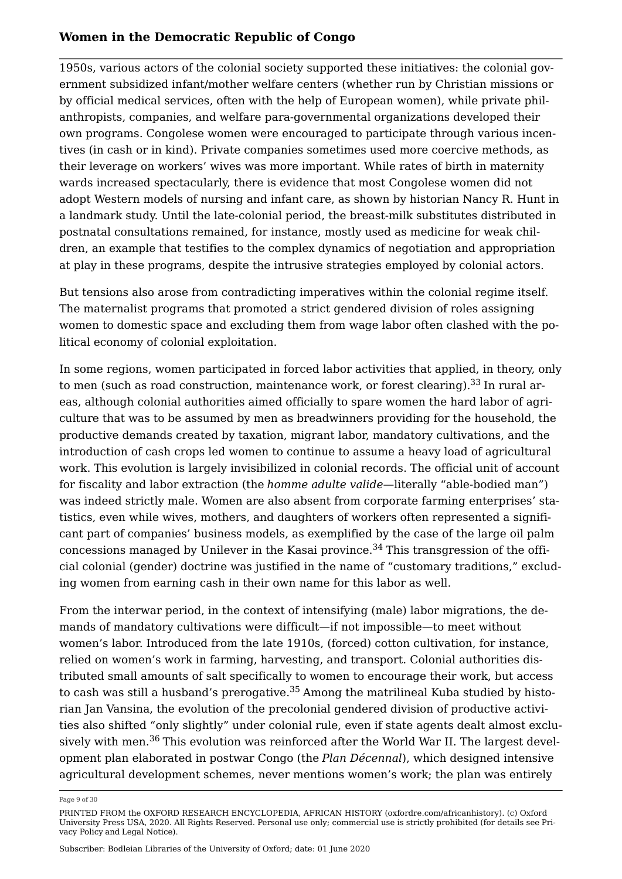1950s, various actors of the colonial society supported these initiatives: the colonial government subsidized infant/mother welfare centers (whether run by Christian missions or by official medical services, often with the help of European women), while private philanthropists, companies, and welfare para-governmental organizations developed their own programs. Congolese women were encouraged to participate through various incentives (in cash or in kind). Private companies sometimes used more coercive methods, as their leverage on workers' wives was more important. While rates of birth in maternity wards increased spectacularly, there is evidence that most Congolese women did not adopt Western models of nursing and infant care, as shown by historian Nancy R. Hunt in a landmark study. Until the late-colonial period, the breast-milk substitutes distributed in postnatal consultations remained, for instance, mostly used as medicine for weak children, an example that testifies to the complex dynamics of negotiation and appropriation at play in these programs, despite the intrusive strategies employed by colonial actors.

But tensions also arose from contradicting imperatives within the colonial regime itself. The maternalist programs that promoted a strict gendered division of roles assigning women to domestic space and excluding them from wage labor often clashed with the political economy of colonial exploitation.

In some regions, women participated in forced labor activities that applied, in theory, only to men (such as road construction, maintenance work, or forest clearing).[33] In rural areas, although colonial authorities aimed officially to spare women the hard labor of agriculture that was to be assumed by men as breadwinners providing for the household, the productive demands created by taxation, migrant labor, mandatory cultivations, and the introduction of cash crops led women to continue to assume a heavy load of agricultural work. This evolution is largely invisibilized in colonial records. The official unit of account for fiscality and labor extraction (the *homme adulte valide*—literally "able-bodied man") was indeed strictly male. Women are also absent from corporate farming enterprises' statistics, even while wives, mothers, and daughters of workers often represented a significant part of companies' business models, as exemplified by the case of the large oil palm concessions managed by Unilever in the Kasai province.[34] This transgression of the official colonial (gender) doctrine was justified in the name of "customary traditions," excluding women from earning cash in their own name for this labor as well.

From the interwar period, in the context of intensifying (male) labor migrations, the demands of mandatory cultivations were difficult—if not impossible—to meet without women's labor. Introduced from the late 1910s, (forced) cotton cultivation, for instance, relied on women's work in farming, harvesting, and transport. Colonial authorities distributed small amounts of salt specifically to women to encourage their work, but access to cash was still a husband's prerogative.[35] Among the matrilineal Kuba studied by historian Jan Vansina, the evolution of the precolonial gendered division of productive activities also shifted "only slightly" under colonial rule, even if state agents dealt almost exclusively with men.[36] This evolution was reinforced after the World War II. The largest development plan elaborated in postwar Congo (the *Plan Décennal*), which designed intensive agricultural development schemes, never mentions women's work; the plan was entirely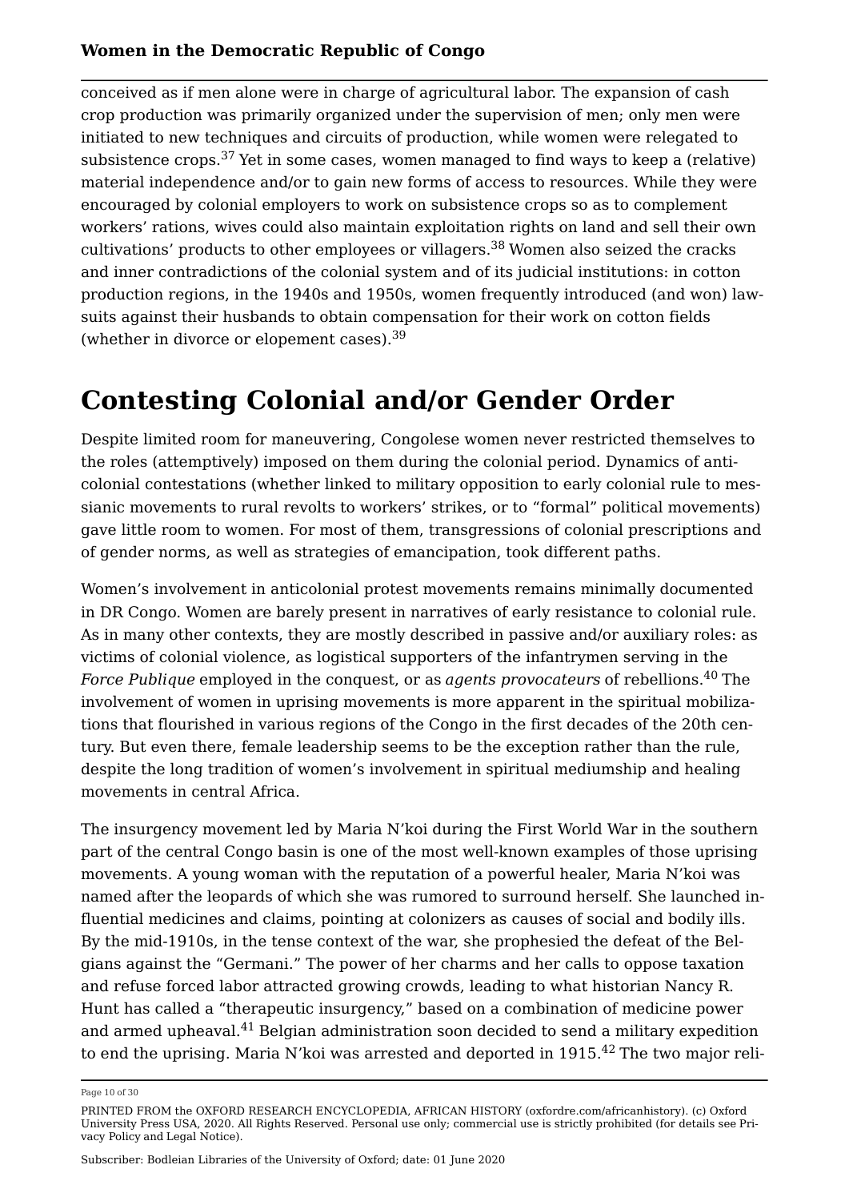conceived as if men alone were in charge of agricultural labor. The expansion of cash crop production was primarily organized under the supervision of men; only men were initiated to new techniques and circuits of production, while women were relegated to subsistence crops.[37] Yet in some cases, women managed to find ways to keep a (relative) material independence and/or to gain new forms of access to resources. While they were encouraged by colonial employers to work on subsistence crops so as to complement workers' rations, wives could also maintain exploitation rights on land and sell their own cultivations' products to other employees or villagers.[38] Women also seized the cracks and inner contradictions of the colonial system and of its judicial institutions: in cotton production regions, in the 1940s and 1950s, women frequently introduced (and won) lawsuits against their husbands to obtain compensation for their work on cotton fields (whether in divorce or elopement cases).[39]

# Contesting Colonial and/or Gender Order

Despite limited room for maneuvering, Congolese women never restricted themselves to the roles (attemptively) imposed on them during the colonial period. Dynamics of anticolonial contestations (whether linked to military opposition to early colonial rule to messianic movements to rural revolts to workers' strikes, or to "formal" political movements) gave little room to women. For most of them, transgressions of colonial prescriptions and of gender norms, as well as strategies of emancipation, took different paths.

Women's involvement in anticolonial protest movements remains minimally documented in DR Congo. Women are barely present in narratives of early resistance to colonial rule. As in many other contexts, they are mostly described in passive and/or auxiliary roles: as victims of colonial violence, as logistical supporters of the infantrymen serving in the *Force Publique* employed in the conquest, or as *agents provocateurs* of rebellions.[40] The involvement of women in uprising movements is more apparent in the spiritual mobilizations that flourished in various regions of the Congo in the first decades of the 20th century. But even there, female leadership seems to be the exception rather than the rule, despite the long tradition of women's involvement in spiritual mediumship and healing movements in central Africa.

The insurgency movement led by Maria N'koi during the First World War in the southern part of the central Congo basin is one of the most well-known examples of those uprising movements. A young woman with the reputation of a powerful healer, Maria N'koi was named after the leopards of which she was rumored to surround herself. She launched influential medicines and claims, pointing at colonizers as causes of social and bodily ills. By the mid-1910s, in the tense context of the war, she prophesied the defeat of the Belgians against the "Germani." The power of her charms and her calls to oppose taxation and refuse forced labor attracted growing crowds, leading to what historian Nancy R. Hunt has called a "therapeutic insurgency," based on a combination of medicine power and armed upheaval.[41] Belgian administration soon decided to send a military expedition to end the uprising. Maria N'koi was arrested and deported in 1915.[42] The two major reli-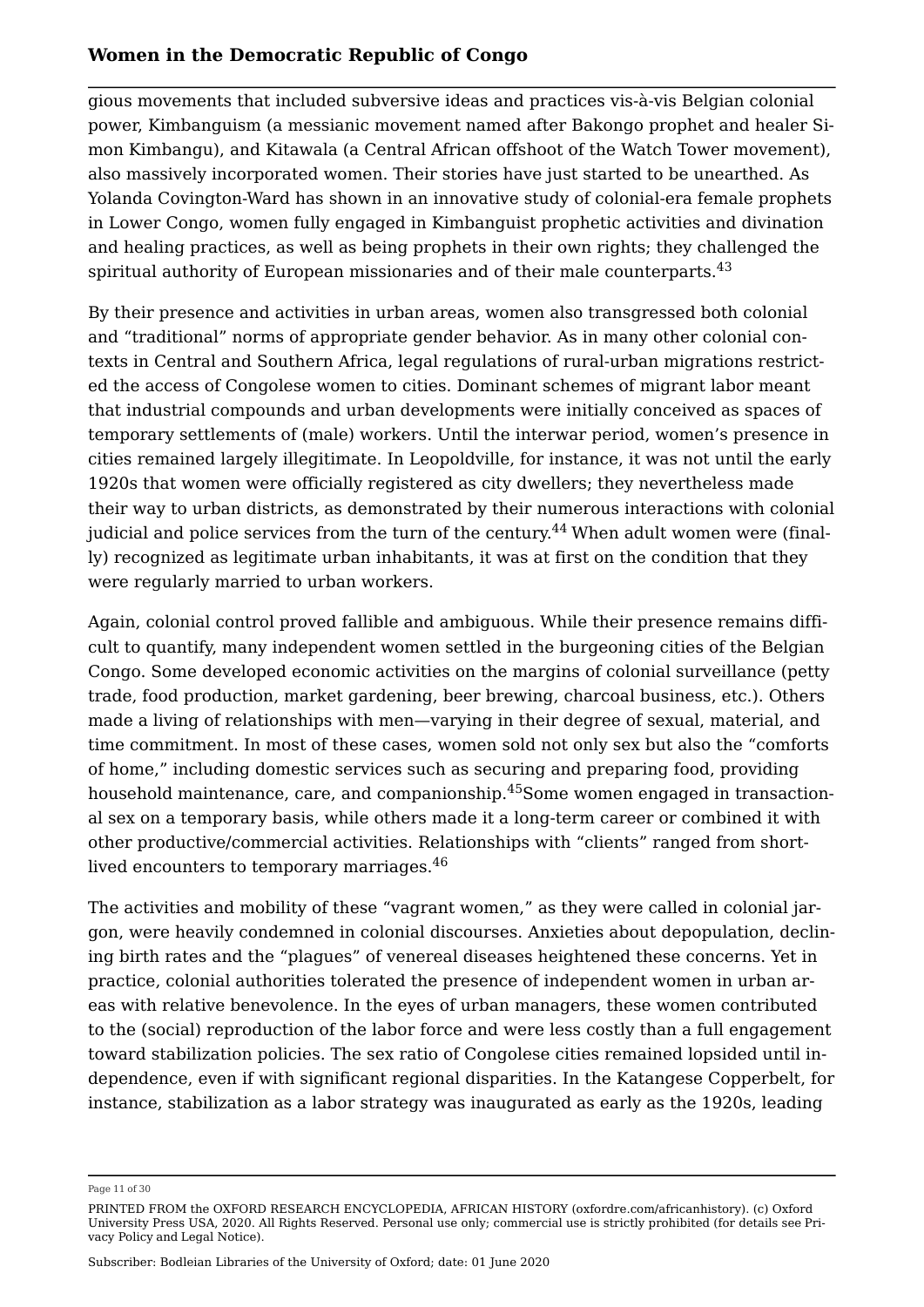gious movements that included subversive ideas and practices vis-à-vis Belgian colonial power, Kimbanguism (a messianic movement named after Bakongo prophet and healer Simon Kimbangu), and Kitawala (a Central African offshoot of the Watch Tower movement), also massively incorporated women. Their stories have just started to be unearthed. As Yolanda Covington-Ward has shown in an innovative study of colonial-era female prophets in Lower Congo, women fully engaged in Kimbanguist prophetic activities and divination and healing practices, as well as being prophets in their own rights; they challenged the spiritual authority of European missionaries and of their male counterparts.[43]

By their presence and activities in urban areas, women also transgressed both colonial and "traditional" norms of appropriate gender behavior. As in many other colonial contexts in Central and Southern Africa, legal regulations of rural-urban migrations restricted the access of Congolese women to cities. Dominant schemes of migrant labor meant that industrial compounds and urban developments were initially conceived as spaces of temporary settlements of (male) workers. Until the interwar period, women's presence in cities remained largely illegitimate. In Leopoldville, for instance, it was not until the early 1920s that women were officially registered as city dwellers; they nevertheless made their way to urban districts, as demonstrated by their numerous interactions with colonial judicial and police services from the turn of the century.[44] When adult women were (finally) recognized as legitimate urban inhabitants, it was at first on the condition that they were regularly married to urban workers.

Again, colonial control proved fallible and ambiguous. While their presence remains difficult to quantify, many independent women settled in the burgeoning cities of the Belgian Congo. Some developed economic activities on the margins of colonial surveillance (petty trade, food production, market gardening, beer brewing, charcoal business, etc.). Others made a living of relationships with men—varying in their degree of sexual, material, and time commitment. In most of these cases, women sold not only sex but also the "comforts of home," including domestic services such as securing and preparing food, providing household maintenance, care, and companionship.[45] Some women engaged in transactional sex on a temporary basis, while others made it a long-term career or combined it with other productive/commercial activities. Relationships with "clients" ranged from short-lived encounters to temporary marriages.[46]

The activities and mobility of these "vagrant women," as they were called in colonial jargon, were heavily condemned in colonial discourses. Anxieties about depopulation, declining birth rates and the "plagues" of venereal diseases heightened these concerns. Yet in practice, colonial authorities tolerated the presence of independent women in urban areas with relative benevolence. In the eyes of urban managers, these women contributed to the (social) reproduction of the labor force and were less costly than a full engagement toward stabilization policies. The sex ratio of Congolese cities remained lopsided until independence, even if with significant regional disparities. In the Katangese Copperbelt, for instance, stabilization as a labor strategy was inaugurated as early as the 1920s, leading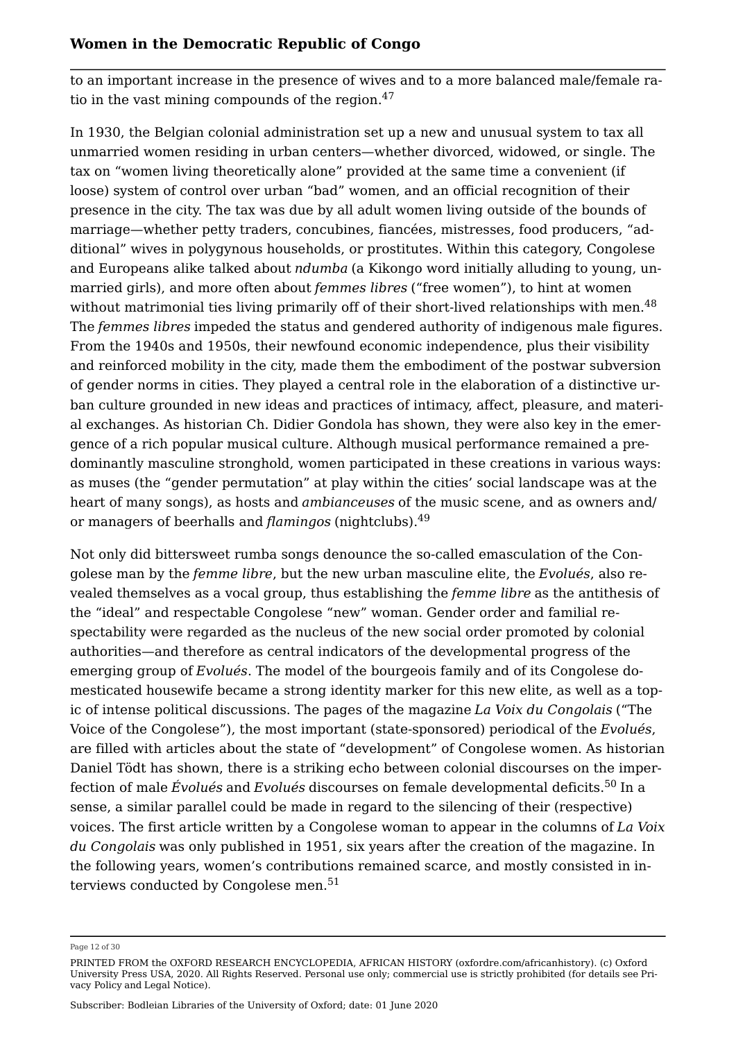to an important increase in the presence of wives and to a more balanced male/female ratio in the vast mining compounds of the region.[47]

In 1930, the Belgian colonial administration set up a new and unusual system to tax all unmarried women residing in urban centers—whether divorced, widowed, or single. The tax on "women living theoretically alone" provided at the same time a convenient (if loose) system of control over urban "bad" women, and an official recognition of their presence in the city. The tax was due by all adult women living outside of the bounds of marriage—whether petty traders, concubines, fiancées, mistresses, food producers, "additional" wives in polygynous households, or prostitutes. Within this category, Congolese and Europeans alike talked about *ndumba* (a Kikongo word initially alluding to young, unmarried girls), and more often about *femmes libres* ("free women"), to hint at women without matrimonial ties living primarily off of their short-lived relationships with men.[48] The *femmes libres* impeded the status and gendered authority of indigenous male figures. From the 1940s and 1950s, their newfound economic independence, plus their visibility and reinforced mobility in the city, made them the embodiment of the postwar subversion of gender norms in cities. They played a central role in the elaboration of a distinctive urban culture grounded in new ideas and practices of intimacy, affect, pleasure, and material exchanges. As historian Ch. Didier Gondola has shown, they were also key in the emergence of a rich popular musical culture. Although musical performance remained a predominantly masculine stronghold, women participated in these creations in various ways: as muses (the "gender permutation" at play within the cities' social landscape was at the heart of many songs), as hosts and *ambianceuses* of the music scene, and as owners and/or managers of beerhalls and *flamingos* (nightclubs).[49]

Not only did bittersweet rumba songs denounce the so-called emasculation of the Congolese man by the *femme libre*, but the new urban masculine elite, the *Evolués*, also revealed themselves as a vocal group, thus establishing the *femme libre* as the antithesis of the "ideal" and respectable Congolese "new" woman. Gender order and familial respectability were regarded as the nucleus of the new social order promoted by colonial authorities—and therefore as central indicators of the developmental progress of the emerging group of *Evolués*. The model of the bourgeois family and of its Congolese domesticated housewife became a strong identity marker for this new elite, as well as a topic of intense political discussions. The pages of the magazine *La Voix du Congolais* ("The Voice of the Congolese"), the most important (state-sponsored) periodical of the *Evolués*, are filled with articles about the state of "development" of Congolese women. As historian Daniel Tödt has shown, there is a striking echo between colonial discourses on the imperfection of male *Évolués* and *Evolués* discourses on female developmental deficits.[50] In a sense, a similar parallel could be made in regard to the silencing of their (respective) voices. The first article written by a Congolese woman to appear in the columns of *La Voix du Congolais* was only published in 1951, six years after the creation of the magazine. In the following years, women's contributions remained scarce, and mostly consisted in interviews conducted by Congolese men.[51]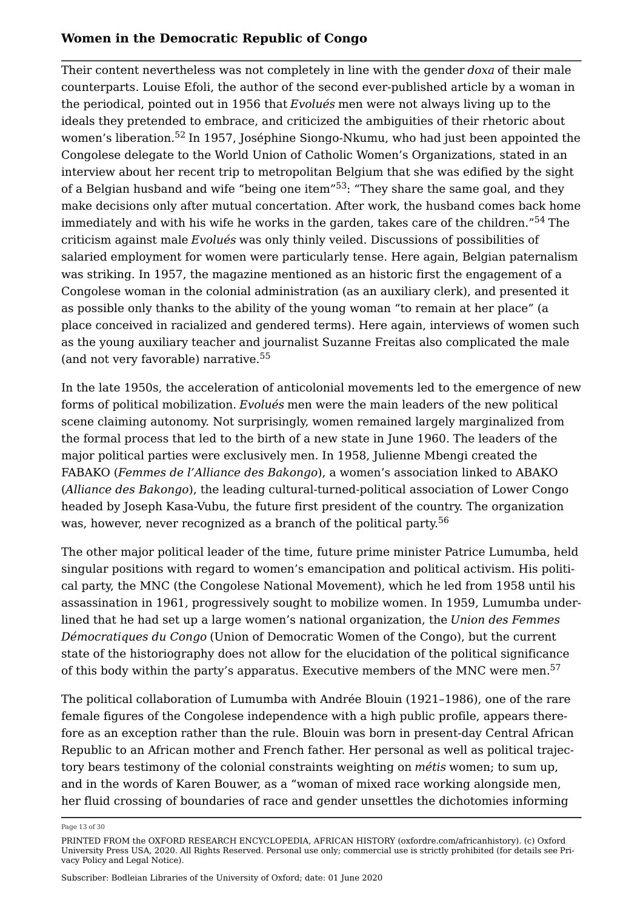Their content nevertheless was not completely in line with the gender *doxa* of their male counterparts. Louise Efoli, the author of the second ever-published article by a woman in the periodical, pointed out in 1956 that *Evolués* men were not always living up to the ideals they pretended to embrace, and criticized the ambiguities of their rhetoric about women's liberation.[52] In 1957, Joséphine Siongo-Nkumu, who had just been appointed the Congolese delegate to the World Union of Catholic Women's Organizations, stated in an interview about her recent trip to metropolitan Belgium that she was edified by the sight of a Belgian husband and wife "being one item"[53]: "They share the same goal, and they make decisions only after mutual concertation. After work, the husband comes back home immediately and with his wife he works in the garden, takes care of the children."[54] The criticism against male *Evolués* was only thinly veiled. Discussions of possibilities of salaried employment for women were particularly tense. Here again, Belgian paternalism was striking. In 1957, the magazine mentioned as an historic first the engagement of a Congolese woman in the colonial administration (as an auxiliary clerk), and presented it as possible only thanks to the ability of the young woman "to remain at her place" (a place conceived in racialized and gendered terms). Here again, interviews of women such as the young auxiliary teacher and journalist Suzanne Freitas also complicated the male (and not very favorable) narrative.[55]

In the late 1950s, the acceleration of anticolonial movements led to the emergence of new forms of political mobilization. *Evolués* men were the main leaders of the new political scene claiming autonomy. Not surprisingly, women remained largely marginalized from the formal process that led to the birth of a new state in June 1960. The leaders of the major political parties were exclusively men. In 1958, Julienne Mbengi created the FABAKO (*Femmes de l'Alliance des Bakongo*), a women's association linked to ABAKO (*Alliance des Bakongo*), the leading cultural-turned-political association of Lower Congo headed by Joseph Kasa-Vubu, the future first president of the country. The organization was, however, never recognized as a branch of the political party.[56]

The other major political leader of the time, future prime minister Patrice Lumumba, held singular positions with regard to women's emancipation and political activism. His political party, the MNC (the Congolese National Movement), which he led from 1958 until his assassination in 1961, progressively sought to mobilize women. In 1959, Lumumba underlined that he had set up a large women's national organization, the *Union des Femmes Démocratiques du Congo* (Union of Democratic Women of the Congo), but the current state of the historiography does not allow for the elucidation of the political significance of this body within the party's apparatus. Executive members of the MNC were men.[57]

The political collaboration of Lumumba with Andrée Blouin (1921–1986), one of the rare female figures of the Congolese independence with a high public profile, appears therefore as an exception rather than the rule. Blouin was born in present-day Central African Republic to an African mother and French father. Her personal as well as political trajectory bears testimony of the colonial constraints weighting on *métis* women; to sum up, and in the words of Karen Bouwer, as a "woman of mixed race working alongside men, her fluid crossing of boundaries of race and gender unsettles the dichotomies informing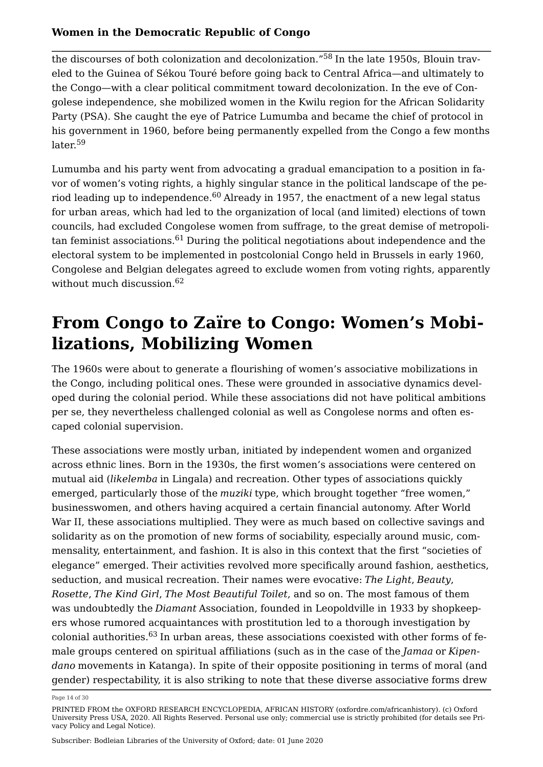the discourses of both colonization and decolonization."[58] In the late 1950s, Blouin traveled to the Guinea of Sékou Touré before going back to Central Africa—and ultimately to the Congo—with a clear political commitment toward decolonization. In the eve of Congolese independence, she mobilized women in the Kwilu region for the African Solidarity Party (PSA). She caught the eye of Patrice Lumumba and became the chief of protocol in his government in 1960, before being permanently expelled from the Congo a few months later.[59]

Lumumba and his party went from advocating a gradual emancipation to a position in favor of women's voting rights, a highly singular stance in the political landscape of the period leading up to independence.[60] Already in 1957, the enactment of a new legal status for urban areas, which had led to the organization of local (and limited) elections of town councils, had excluded Congolese women from suffrage, to the great demise of metropolitan feminist associations.[61] During the political negotiations about independence and the electoral system to be implemented in postcolonial Congo held in Brussels in early 1960, Congolese and Belgian delegates agreed to exclude women from voting rights, apparently without much discussion.[62]

## From Congo to Zaïre to Congo: Women's Mobilizations, Mobilizing Women

The 1960s were about to generate a flourishing of women's associative mobilizations in the Congo, including political ones. These were grounded in associative dynamics developed during the colonial period. While these associations did not have political ambitions per se, they nevertheless challenged colonial as well as Congolese norms and often escaped colonial supervision.

These associations were mostly urban, initiated by independent women and organized across ethnic lines. Born in the 1930s, the first women's associations were centered on mutual aid (*likelemba* in Lingala) and recreation. Other types of associations quickly emerged, particularly those of the *muziki* type, which brought together "free women," businesswomen, and others having acquired a certain financial autonomy. After World War II, these associations multiplied. They were as much based on collective savings and solidarity as on the promotion of new forms of sociability, especially around music, commensality, entertainment, and fashion. It is also in this context that the first "societies of elegance" emerged. Their activities revolved more specifically around fashion, aesthetics, seduction, and musical recreation. Their names were evocative: *The Light*, *Beauty*, *Rosette*, *The Kind Girl*, *The Most Beautiful Toilet*, and so on. The most famous of them was undoubtedly the *Diamant* Association, founded in Leopoldville in 1933 by shopkeepers whose rumored acquaintances with prostitution led to a thorough investigation by colonial authorities.[63] In urban areas, these associations coexisted with other forms of female groups centered on spiritual affiliations (such as in the case of the *Jamaa* or *Kipendano* movements in Katanga). In spite of their opposite positioning in terms of moral (and gender) respectability, it is also striking to note that these diverse associative forms drew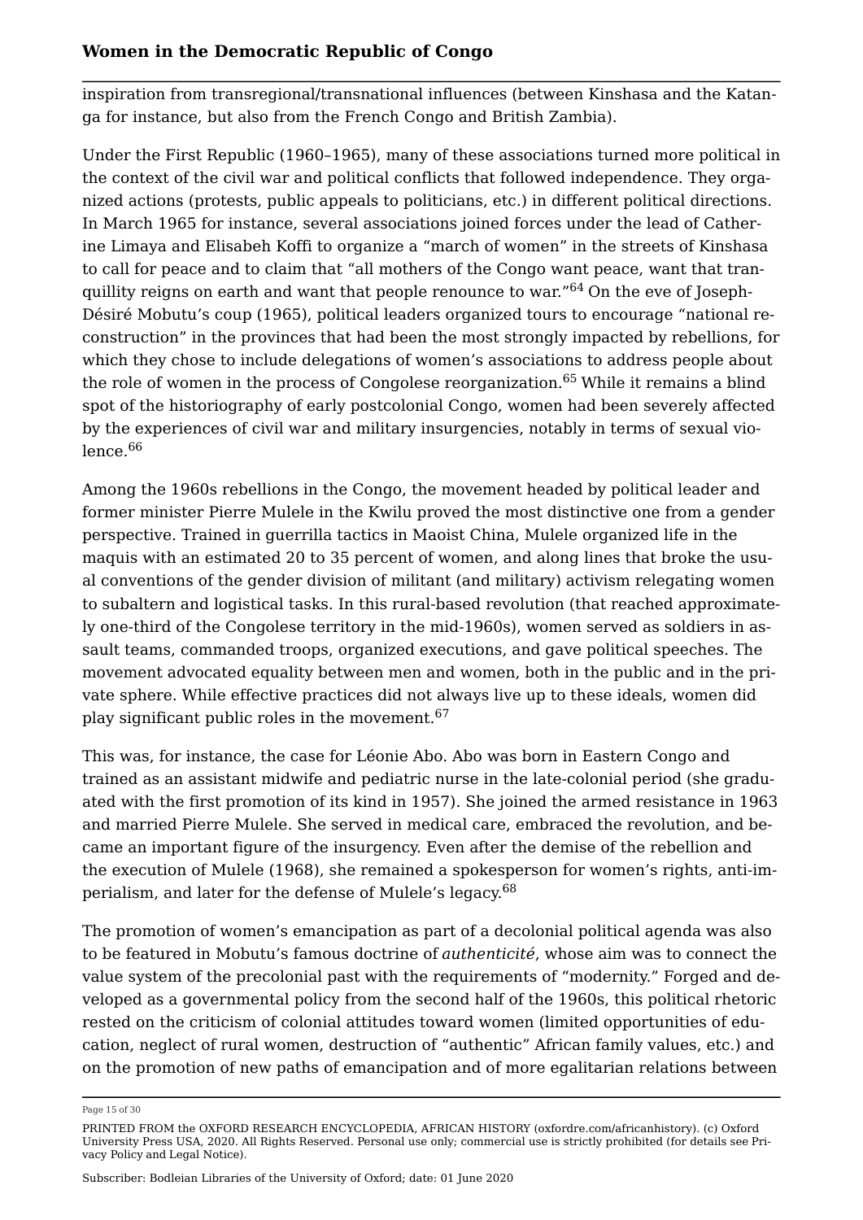inspiration from transregional/transnational influences (between Kinshasa and the Katanga for instance, but also from the French Congo and British Zambia).

Under the First Republic (1960–1965), many of these associations turned more political in the context of the civil war and political conflicts that followed independence. They organized actions (protests, public appeals to politicians, etc.) in different political directions. In March 1965 for instance, several associations joined forces under the lead of Catherine Limaya and Elisabeh Koffi to organize a "march of women" in the streets of Kinshasa to call for peace and to claim that "all mothers of the Congo want peace, want that tranquillity reigns on earth and want that people renounce to war."[64] On the eve of Joseph-Désiré Mobutu's coup (1965), political leaders organized tours to encourage "national reconstruction" in the provinces that had been the most strongly impacted by rebellions, for which they chose to include delegations of women's associations to address people about the role of women in the process of Congolese reorganization.[65] While it remains a blind spot of the historiography of early postcolonial Congo, women had been severely affected by the experiences of civil war and military insurgencies, notably in terms of sexual violence.[66]

Among the 1960s rebellions in the Congo, the movement headed by political leader and former minister Pierre Mulele in the Kwilu proved the most distinctive one from a gender perspective. Trained in guerrilla tactics in Maoist China, Mulele organized life in the maquis with an estimated 20 to 35 percent of women, and along lines that broke the usual conventions of the gender division of militant (and military) activism relegating women to subaltern and logistical tasks. In this rural-based revolution (that reached approximately one-third of the Congolese territory in the mid-1960s), women served as soldiers in assault teams, commanded troops, organized executions, and gave political speeches. The movement advocated equality between men and women, both in the public and in the private sphere. While effective practices did not always live up to these ideals, women did play significant public roles in the movement.[67]

This was, for instance, the case for Léonie Abo. Abo was born in Eastern Congo and trained as an assistant midwife and pediatric nurse in the late-colonial period (she graduated with the first promotion of its kind in 1957). She joined the armed resistance in 1963 and married Pierre Mulele. She served in medical care, embraced the revolution, and became an important figure of the insurgency. Even after the demise of the rebellion and the execution of Mulele (1968), she remained a spokesperson for women's rights, anti-imperialism, and later for the defense of Mulele's legacy.[68]

The promotion of women's emancipation as part of a decolonial political agenda was also to be featured in Mobutu's famous doctrine of *authenticité*, whose aim was to connect the value system of the precolonial past with the requirements of "modernity." Forged and developed as a governmental policy from the second half of the 1960s, this political rhetoric rested on the criticism of colonial attitudes toward women (limited opportunities of education, neglect of rural women, destruction of "authentic" African family values, etc.) and on the promotion of new paths of emancipation and of more egalitarian relations between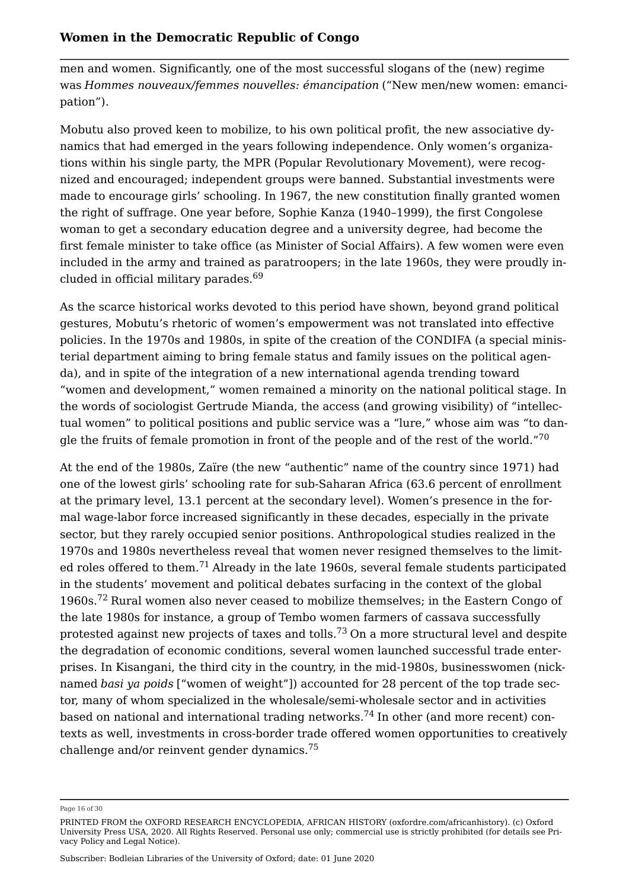men and women. Significantly, one of the most successful slogans of the (new) regime was *Hommes nouveaux/femmes nouvelles: émancipation* ("New men/new women: emancipation").

Mobutu also proved keen to mobilize, to his own political profit, the new associative dynamics that had emerged in the years following independence. Only women's organizations within his single party, the MPR (Popular Revolutionary Movement), were recognized and encouraged; independent groups were banned. Substantial investments were made to encourage girls' schooling. In 1967, the new constitution finally granted women the right of suffrage. One year before, Sophie Kanza (1940–1999), the first Congolese woman to get a secondary education degree and a university degree, had become the first female minister to take office (as Minister of Social Affairs). A few women were even included in the army and trained as paratroopers; in the late 1960s, they were proudly included in official military parades.[69]

As the scarce historical works devoted to this period have shown, beyond grand political gestures, Mobutu's rhetoric of women's empowerment was not translated into effective policies. In the 1970s and 1980s, in spite of the creation of the CONDIFA (a special ministerial department aiming to bring female status and family issues on the political agenda), and in spite of the integration of a new international agenda trending toward "women and development," women remained a minority on the national political stage. In the words of sociologist Gertrude Mianda, the access (and growing visibility) of "intellectual women" to political positions and public service was a "lure," whose aim was "to dangle the fruits of female promotion in front of the people and of the rest of the world."[70]

At the end of the 1980s, Zaïre (the new "authentic" name of the country since 1971) had one of the lowest girls' schooling rate for sub-Saharan Africa (63.6 percent of enrollment at the primary level, 13.1 percent at the secondary level). Women's presence in the formal wage-labor force increased significantly in these decades, especially in the private sector, but they rarely occupied senior positions. Anthropological studies realized in the 1970s and 1980s nevertheless reveal that women never resigned themselves to the limited roles offered to them.[71] Already in the late 1960s, several female students participated in the students' movement and political debates surfacing in the context of the global 1960s.[72] Rural women also never ceased to mobilize themselves; in the Eastern Congo of the late 1980s for instance, a group of Tembo women farmers of cassava successfully protested against new projects of taxes and tolls.[73] On a more structural level and despite the degradation of economic conditions, several women launched successful trade enterprises. In Kisangani, the third city in the country, in the mid-1980s, businesswomen (nicknamed *basi ya poids* ["women of weight"]) accounted for 28 percent of the top trade sector, many of whom specialized in the wholesale/semi-wholesale sector and in activities based on national and international trading networks.[74] In other (and more recent) contexts as well, investments in cross-border trade offered women opportunities to creatively challenge and/or reinvent gender dynamics.[75]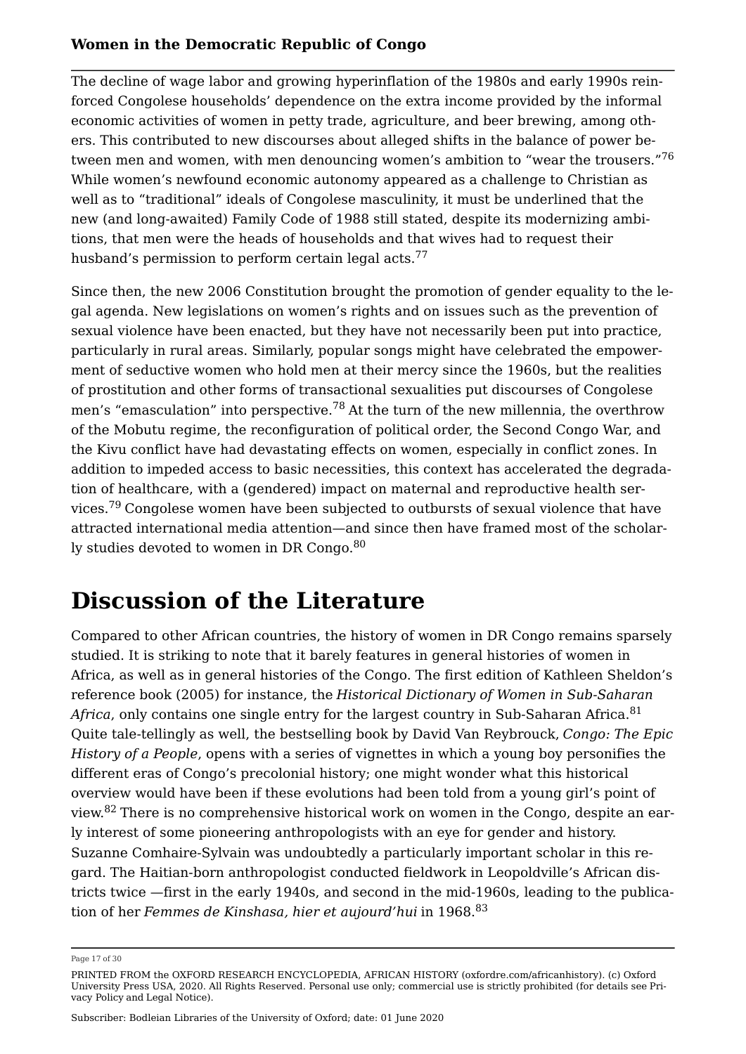The decline of wage labor and growing hyperinflation of the 1980s and early 1990s reinforced Congolese households' dependence on the extra income provided by the informal economic activities of women in petty trade, agriculture, and beer brewing, among others. This contributed to new discourses about alleged shifts in the balance of power between men and women, with men denouncing women's ambition to "wear the trousers."[76] While women's newfound economic autonomy appeared as a challenge to Christian as well as to "traditional" ideals of Congolese masculinity, it must be underlined that the new (and long-awaited) Family Code of 1988 still stated, despite its modernizing ambitions, that men were the heads of households and that wives had to request their husband's permission to perform certain legal acts.[77]

Since then, the new 2006 Constitution brought the promotion of gender equality to the legal agenda. New legislations on women's rights and on issues such as the prevention of sexual violence have been enacted, but they have not necessarily been put into practice, particularly in rural areas. Similarly, popular songs might have celebrated the empowerment of seductive women who hold men at their mercy since the 1960s, but the realities of prostitution and other forms of transactional sexualities put discourses of Congolese men's "emasculation" into perspective.[78] At the turn of the new millennia, the overthrow of the Mobutu regime, the reconfiguration of political order, the Second Congo War, and the Kivu conflict have had devastating effects on women, especially in conflict zones. In addition to impeded access to basic necessities, this context has accelerated the degradation of healthcare, with a (gendered) impact on maternal and reproductive health services.[79] Congolese women have been subjected to outbursts of sexual violence that have attracted international media attention—and since then have framed most of the scholarly studies devoted to women in DR Congo.[80]

# Discussion of the Literature

Compared to other African countries, the history of women in DR Congo remains sparsely studied. It is striking to note that it barely features in general histories of women in Africa, as well as in general histories of the Congo. The first edition of Kathleen Sheldon's reference book (2005) for instance, the *Historical Dictionary of Women in Sub-Saharan Africa*, only contains one single entry for the largest country in Sub-Saharan Africa.[81] Quite tale-tellingly as well, the bestselling book by David Van Reybrouck, *Congo: The Epic History of a People*, opens with a series of vignettes in which a young boy personifies the different eras of Congo's precolonial history; one might wonder what this historical overview would have been if these evolutions had been told from a young girl's point of view.[82] There is no comprehensive historical work on women in the Congo, despite an early interest of some pioneering anthropologists with an eye for gender and history. Suzanne Comhaire-Sylvain was undoubtedly a particularly important scholar in this regard. The Haitian-born anthropologist conducted fieldwork in Leopoldville's African districts twice —first in the early 1940s, and second in the mid-1960s, leading to the publication of her *Femmes de Kinshasa, hier et aujourd'hui* in 1968.[83]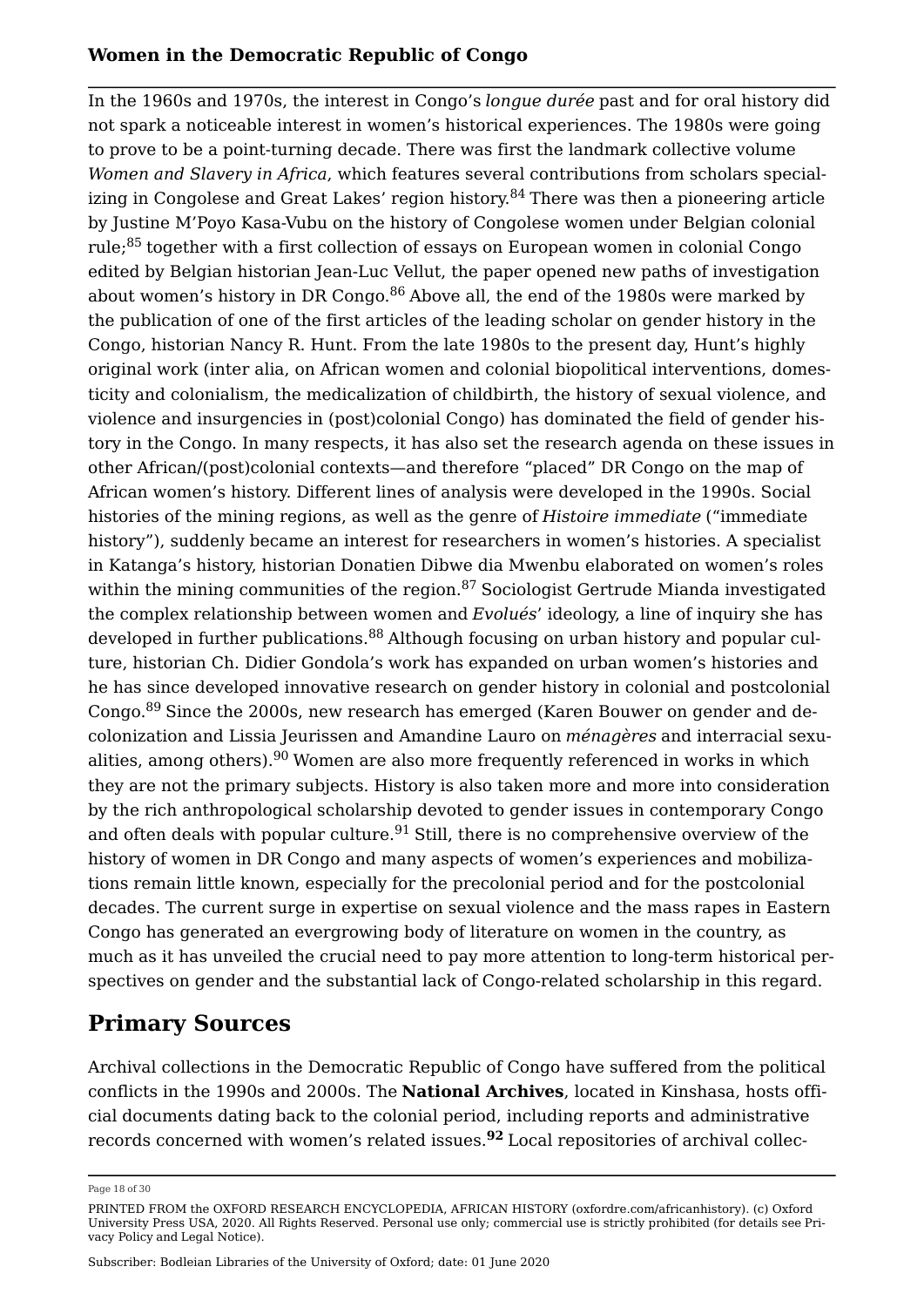In the 1960s and 1970s, the interest in Congo's *longue durée* past and for oral history did not spark a noticeable interest in women's historical experiences. The 1980s were going to prove to be a point-turning decade. There was first the landmark collective volume *Women and Slavery in Africa*, which features several contributions from scholars specializing in Congolese and Great Lakes' region history.[84] There was then a pioneering article by Justine M'Poyo Kasa-Vubu on the history of Congolese women under Belgian colonial rule;[85] together with a first collection of essays on European women in colonial Congo edited by Belgian historian Jean-Luc Vellut, the paper opened new paths of investigation about women's history in DR Congo.[86] Above all, the end of the 1980s were marked by the publication of one of the first articles of the leading scholar on gender history in the Congo, historian Nancy R. Hunt. From the late 1980s to the present day, Hunt's highly original work (inter alia, on African women and colonial biopolitical interventions, domesticity and colonialism, the medicalization of childbirth, the history of sexual violence, and violence and insurgencies in (post)colonial Congo) has dominated the field of gender history in the Congo. In many respects, it has also set the research agenda on these issues in other African/(post)colonial contexts—and therefore "placed" DR Congo on the map of African women's history. Different lines of analysis were developed in the 1990s. Social histories of the mining regions, as well as the genre of *Histoire immediate* ("immediate history"), suddenly became an interest for researchers in women's histories. A specialist in Katanga's history, historian Donatien Dibwe dia Mwenbu elaborated on women's roles within the mining communities of the region.[87] Sociologist Gertrude Mianda investigated the complex relationship between women and *Evolués*' ideology, a line of inquiry she has developed in further publications.[88] Although focusing on urban history and popular culture, historian Ch. Didier Gondola's work has expanded on urban women's histories and he has since developed innovative research on gender history in colonial and postcolonial Congo.[89] Since the 2000s, new research has emerged (Karen Bouwer on gender and decolonization and Lissia Jeurissen and Amandine Lauro on *ménagères* and interracial sexualities, among others).[90] Women are also more frequently referenced in works in which they are not the primary subjects. History is also taken more and more into consideration by the rich anthropological scholarship devoted to gender issues in contemporary Congo and often deals with popular culture.[91] Still, there is no comprehensive overview of the history of women in DR Congo and many aspects of women's experiences and mobilizations remain little known, especially for the precolonial period and for the postcolonial decades. The current surge in expertise on sexual violence and the mass rapes in Eastern Congo has generated an evergrowing body of literature on women in the country, as much as it has unveiled the crucial need to pay more attention to long-term historical perspectives on gender and the substantial lack of Congo-related scholarship in this regard.

## Primary Sources

Archival collections in the Democratic Republic of Congo have suffered from the political conflicts in the 1990s and 2000s. The **National Archives**, located in Kinshasa, hosts official documents dating back to the colonial period, including reports and administrative records concerned with women's related issues.[92] Local repositories of archival collec-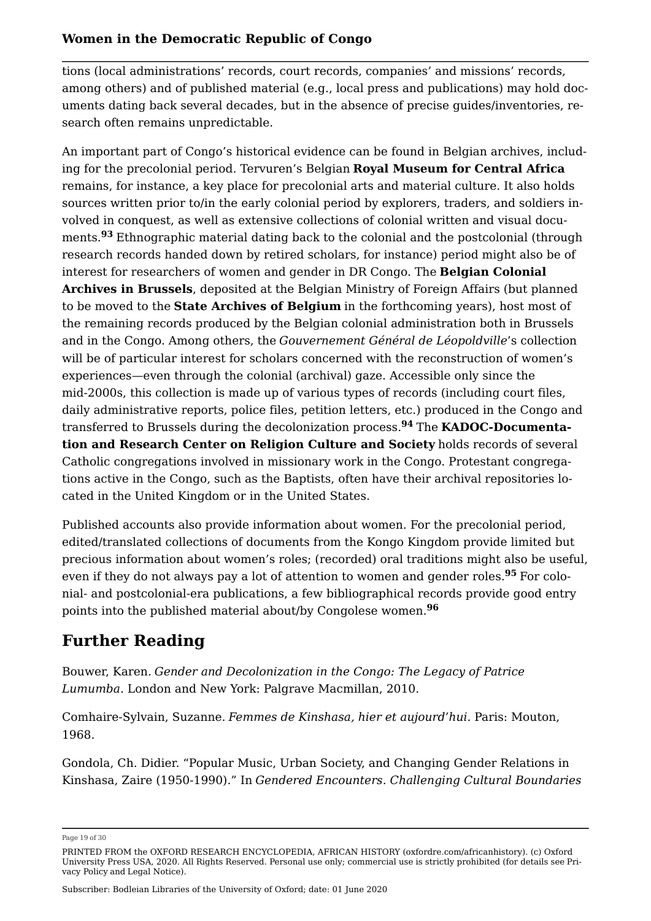tions (local administrations' records, court records, companies' and missions' records, among others) and of published material (e.g., local press and publications) may hold documents dating back several decades, but in the absence of precise guides/inventories, research often remains unpredictable.

An important part of Congo's historical evidence can be found in Belgian archives, including for the precolonial period. Tervuren's Belgian **Royal Museum for Central Africa** remains, for instance, a key place for precolonial arts and material culture. It also holds sources written prior to/in the early colonial period by explorers, traders, and soldiers involved in conquest, as well as extensive collections of colonial written and visual documents.[93] Ethnographic material dating back to the colonial and the postcolonial (through research records handed down by retired scholars, for instance) period might also be of interest for researchers of women and gender in DR Congo. The **Belgian Colonial Archives in Brussels**, deposited at the Belgian Ministry of Foreign Affairs (but planned to be moved to the **State Archives of Belgium** in the forthcoming years), host most of the remaining records produced by the Belgian colonial administration both in Brussels and in the Congo. Among others, the *Gouvernement Général de Léopoldville*'s collection will be of particular interest for scholars concerned with the reconstruction of women's experiences—even through the colonial (archival) gaze. Accessible only since the mid-2000s, this collection is made up of various types of records (including court files, daily administrative reports, police files, petition letters, etc.) produced in the Congo and transferred to Brussels during the decolonization process.[94] The **KADOC-Documentation and Research Center on Religion Culture and Society** holds records of several Catholic congregations involved in missionary work in the Congo. Protestant congregations active in the Congo, such as the Baptists, often have their archival repositories located in the United Kingdom or in the United States.

Published accounts also provide information about women. For the precolonial period, edited/translated collections of documents from the Kongo Kingdom provide limited but precious information about women's roles; (recorded) oral traditions might also be useful, even if they do not always pay a lot of attention to women and gender roles.[95] For colonial- and postcolonial-era publications, a few bibliographical records provide good entry points into the published material about/by Congolese women.[96]

## Further Reading

Bouwer, Karen. *Gender and Decolonization in the Congo: The Legacy of Patrice Lumumba*. London and New York: Palgrave Macmillan, 2010.

Comhaire-Sylvain, Suzanne. *Femmes de Kinshasa, hier et aujourd'hui*. Paris: Mouton, 1968.

Gondola, Ch. Didier. "Popular Music, Urban Society, and Changing Gender Relations in Kinshasa, Zaire (1950-1990)." In *Gendered Encounters. Challenging Cultural Boundaries*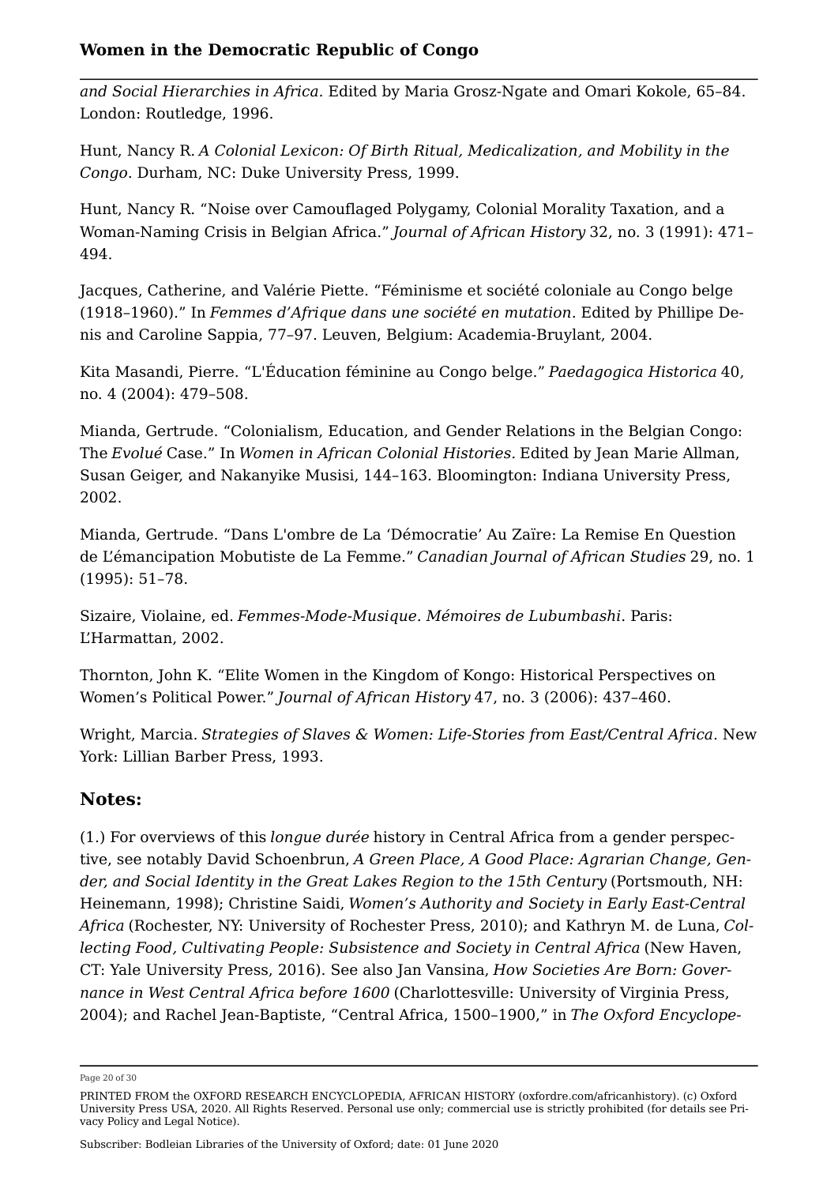*and Social Hierarchies in Africa*. Edited by Maria Grosz-Ngate and Omari Kokole, 65–84. London: Routledge, 1996.

Hunt, Nancy R. *A Colonial Lexicon: Of Birth Ritual, Medicalization, and Mobility in the Congo*. Durham, NC: Duke University Press, 1999.

Hunt, Nancy R. "Noise over Camouflaged Polygamy, Colonial Morality Taxation, and a Woman-Naming Crisis in Belgian Africa." *Journal of African History* 32, no. 3 (1991): 471–494.

Jacques, Catherine, and Valérie Piette. "Féminisme et société coloniale au Congo belge (1918–1960)." In *Femmes d'Afrique dans une société en mutation*. Edited by Phillipe Denis and Caroline Sappia, 77–97. Leuven, Belgium: Academia-Bruylant, 2004.

Kita Masandi, Pierre. "L'Éducation féminine au Congo belge." *Paedagogica Historica* 40, no. 4 (2004): 479–508.

Mianda, Gertrude. "Colonialism, Education, and Gender Relations in the Belgian Congo: The *Evolué* Case." In *Women in African Colonial Histories*. Edited by Jean Marie Allman, Susan Geiger, and Nakanyike Musisi, 144–163. Bloomington: Indiana University Press, 2002.

Mianda, Gertrude. "Dans L'ombre de La 'Démocratie' Au Zaïre: La Remise En Question de L'émancipation Mobutiste de La Femme." *Canadian Journal of African Studies* 29, no. 1 (1995): 51–78.

Sizaire, Violaine, ed. *Femmes-Mode-Musique. Mémoires de Lubumbashi*. Paris: L'Harmattan, 2002.

Thornton, John K. "Elite Women in the Kingdom of Kongo: Historical Perspectives on Women's Political Power." *Journal of African History* 47, no. 3 (2006): 437–460.

Wright, Marcia. *Strategies of Slaves & Women: Life-Stories from East/Central Africa*. New York: Lillian Barber Press, 1993.

## Notes:

(1.) For overviews of this *longue durée* history in Central Africa from a gender perspective, see notably David Schoenbrun, *A Green Place, A Good Place: Agrarian Change, Gender, and Social Identity in the Great Lakes Region to the 15th Century* (Portsmouth, NH: Heinemann, 1998); Christine Saidi, *Women's Authority and Society in Early East-Central Africa* (Rochester, NY: University of Rochester Press, 2010); and Kathryn M. de Luna, *Collecting Food, Cultivating People: Subsistence and Society in Central Africa* (New Haven, CT: Yale University Press, 2016). See also Jan Vansina, *How Societies Are Born: Governance in West Central Africa before 1600* (Charlottesville: University of Virginia Press, 2004); and Rachel Jean-Baptiste, "Central Africa, 1500–1900," in *The Oxford Encyclope-*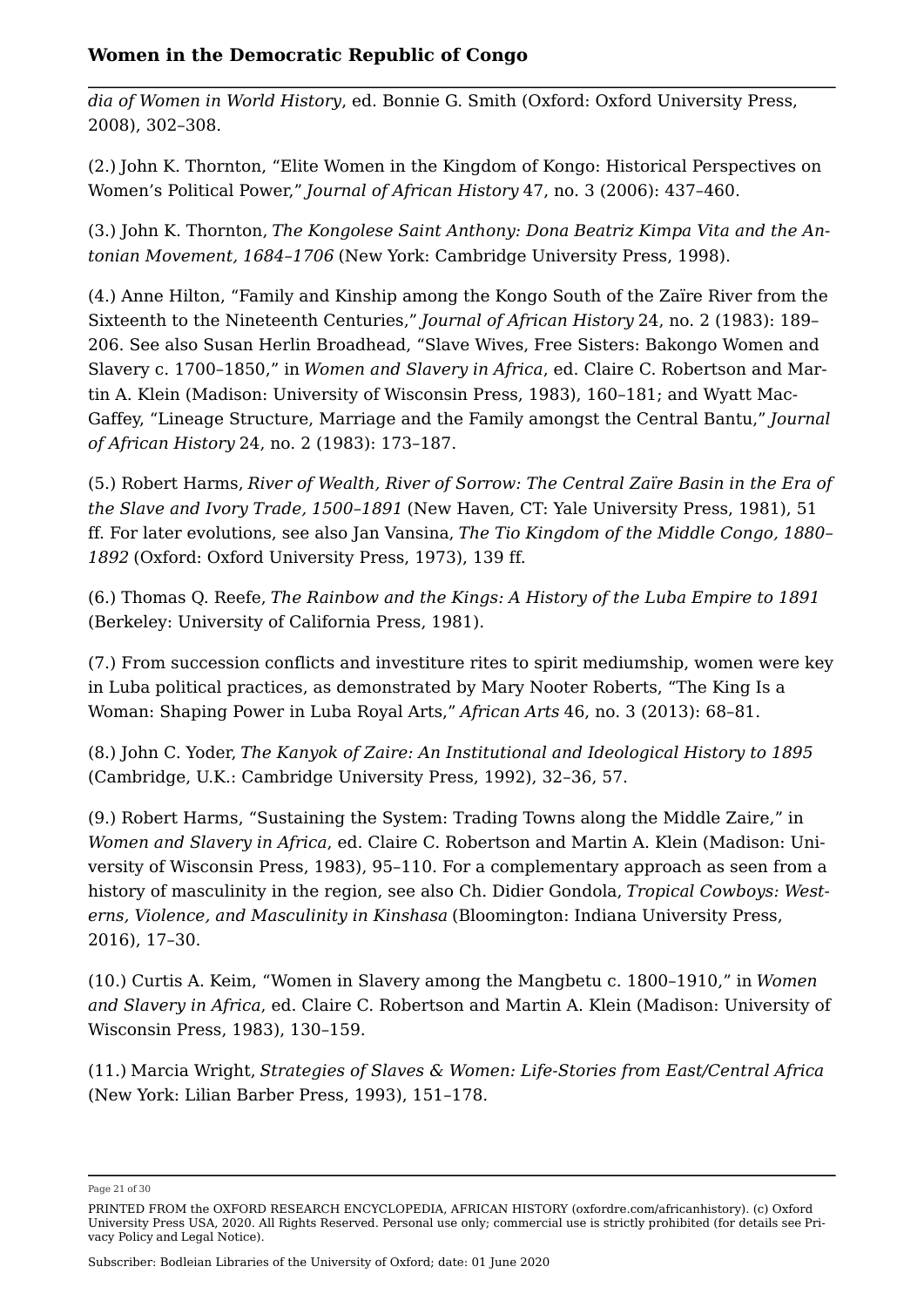*dia of Women in World History*, ed. Bonnie G. Smith (Oxford: Oxford University Press, 2008), 302–308.

(2.) John K. Thornton, “Elite Women in the Kingdom of Kongo: Historical Perspectives on Women’s Political Power,” *Journal of African History* 47, no. 3 (2006): 437–460.

(3.) John K. Thornton, *The Kongolese Saint Anthony: Dona Beatriz Kimpa Vita and the Antonian Movement, 1684–1706* (New York: Cambridge University Press, 1998).

(4.) Anne Hilton, “Family and Kinship among the Kongo South of the Zaïre River from the Sixteenth to the Nineteenth Centuries,” *Journal of African History* 24, no. 2 (1983): 189–206. See also Susan Herlin Broadhead, “Slave Wives, Free Sisters: Bakongo Women and Slavery c. 1700–1850,” in *Women and Slavery in Africa*, ed. Claire C. Robertson and Martin A. Klein (Madison: University of Wisconsin Press, 1983), 160–181; and Wyatt MacGaffey, “Lineage Structure, Marriage and the Family amongst the Central Bantu,” *Journal of African History* 24, no. 2 (1983): 173–187.

(5.) Robert Harms, *River of Wealth, River of Sorrow: The Central Zaïre Basin in the Era of the Slave and Ivory Trade, 1500–1891* (New Haven, CT: Yale University Press, 1981), 51 ff. For later evolutions, see also Jan Vansina, *The Tio Kingdom of the Middle Congo, 1880–1892* (Oxford: Oxford University Press, 1973), 139 ff.

(6.) Thomas Q. Reefe, *The Rainbow and the Kings: A History of the Luba Empire to 1891* (Berkeley: University of California Press, 1981).

(7.) From succession conflicts and investiture rites to spirit mediumship, women were key in Luba political practices, as demonstrated by Mary Nooter Roberts, “The King Is a Woman: Shaping Power in Luba Royal Arts,” *African Arts* 46, no. 3 (2013): 68–81.

(8.) John C. Yoder, *The Kanyok of Zaire: An Institutional and Ideological History to 1895* (Cambridge, U.K.: Cambridge University Press, 1992), 32–36, 57.

(9.) Robert Harms, “Sustaining the System: Trading Towns along the Middle Zaire,” in *Women and Slavery in Africa*, ed. Claire C. Robertson and Martin A. Klein (Madison: University of Wisconsin Press, 1983), 95–110. For a complementary approach as seen from a history of masculinity in the region, see also Ch. Didier Gondola, *Tropical Cowboys: Westerns, Violence, and Masculinity in Kinshasa* (Bloomington: Indiana University Press, 2016), 17–30.

(10.) Curtis A. Keim, “Women in Slavery among the Mangbetu c. 1800–1910,” in *Women and Slavery in Africa*, ed. Claire C. Robertson and Martin A. Klein (Madison: University of Wisconsin Press, 1983), 130–159.

(11.) Marcia Wright, *Strategies of Slaves & Women: Life-Stories from East/Central Africa* (New York: Lilian Barber Press, 1993), 151–178.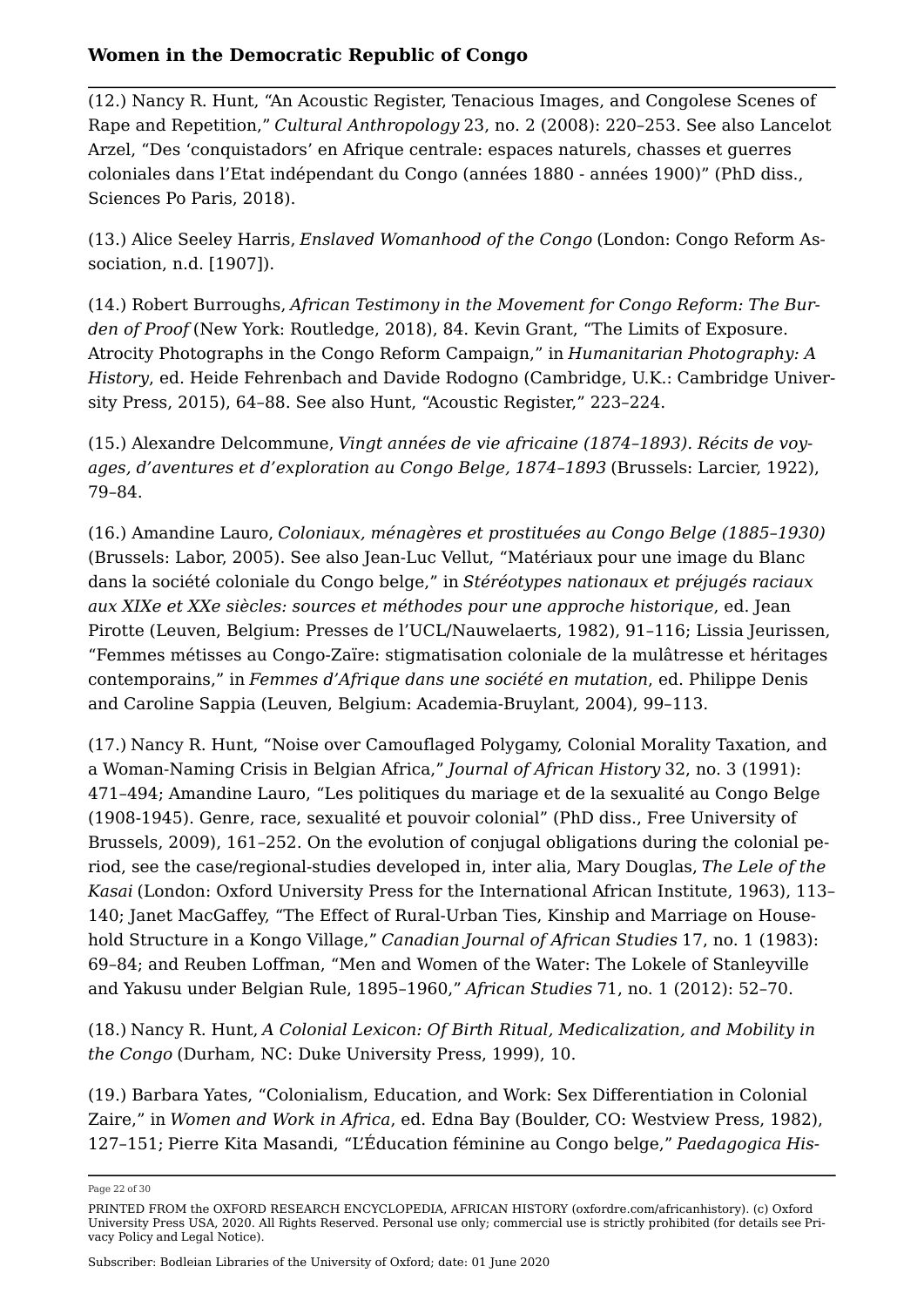(12.) Nancy R. Hunt, "An Acoustic Register, Tenacious Images, and Congolese Scenes of Rape and Repetition," *Cultural Anthropology* 23, no. 2 (2008): 220–253. See also Lancelot Arzel, "Des 'conquistadors' en Afrique centrale: espaces naturels, chasses et guerres coloniales dans l'Etat indépendant du Congo (années 1880 - années 1900)" (PhD diss., Sciences Po Paris, 2018).

(13.) Alice Seeley Harris, *Enslaved Womanhood of the Congo* (London: Congo Reform Association, n.d. [1907]).

(14.) Robert Burroughs, *African Testimony in the Movement for Congo Reform: The Burden of Proof* (New York: Routledge, 2018), 84. Kevin Grant, "The Limits of Exposure. Atrocity Photographs in the Congo Reform Campaign," in *Humanitarian Photography: A History*, ed. Heide Fehrenbach and Davide Rodogno (Cambridge, U.K.: Cambridge University Press, 2015), 64–88. See also Hunt, "Acoustic Register," 223–224.

(15.) Alexandre Delcommune, *Vingt années de vie africaine (1874–1893). Récits de voyages, d'aventures et d'exploration au Congo Belge, 1874–1893* (Brussels: Larcier, 1922), 79–84.

(16.) Amandine Lauro, *Coloniaux, ménagères et prostituées au Congo Belge (1885–1930)* (Brussels: Labor, 2005). See also Jean-Luc Vellut, "Matériaux pour une image du Blanc dans la société coloniale du Congo belge," in *Stéréotypes nationaux et préjugés raciaux aux XIXe et XXe siècles: sources et méthodes pour une approche historique*, ed. Jean Pirotte (Leuven, Belgium: Presses de l'UCL/Nauwelaerts, 1982), 91–116; Lissia Jeurissen, "Femmes métisses au Congo-Zaïre: stigmatisation coloniale de la mulâtresse et héritages contemporains," in *Femmes d'Afrique dans une société en mutation*, ed. Philippe Denis and Caroline Sappia (Leuven, Belgium: Academia-Bruylant, 2004), 99–113.

(17.) Nancy R. Hunt, "Noise over Camouflaged Polygamy, Colonial Morality Taxation, and a Woman-Naming Crisis in Belgian Africa," *Journal of African History* 32, no. 3 (1991): 471–494; Amandine Lauro, "Les politiques du mariage et de la sexualité au Congo Belge (1908-1945). Genre, race, sexualité et pouvoir colonial" (PhD diss., Free University of Brussels, 2009), 161–252. On the evolution of conjugal obligations during the colonial period, see the case/regional-studies developed in, inter alia, Mary Douglas, *The Lele of the Kasai* (London: Oxford University Press for the International African Institute, 1963), 113–140; Janet MacGaffey, "The Effect of Rural-Urban Ties, Kinship and Marriage on Household Structure in a Kongo Village," *Canadian Journal of African Studies* 17, no. 1 (1983): 69–84; and Reuben Loffman, "Men and Women of the Water: The Lokele of Stanleyville and Yakusu under Belgian Rule, 1895–1960," *African Studies* 71, no. 1 (2012): 52–70.

(18.) Nancy R. Hunt, *A Colonial Lexicon: Of Birth Ritual, Medicalization, and Mobility in the Congo* (Durham, NC: Duke University Press, 1999), 10.

(19.) Barbara Yates, "Colonialism, Education, and Work: Sex Differentiation in Colonial Zaire," in *Women and Work in Africa*, ed. Edna Bay (Boulder, CO: Westview Press, 1982), 127–151; Pierre Kita Masandi, "L'Éducation féminine au Congo belge," *Paedagogica His-*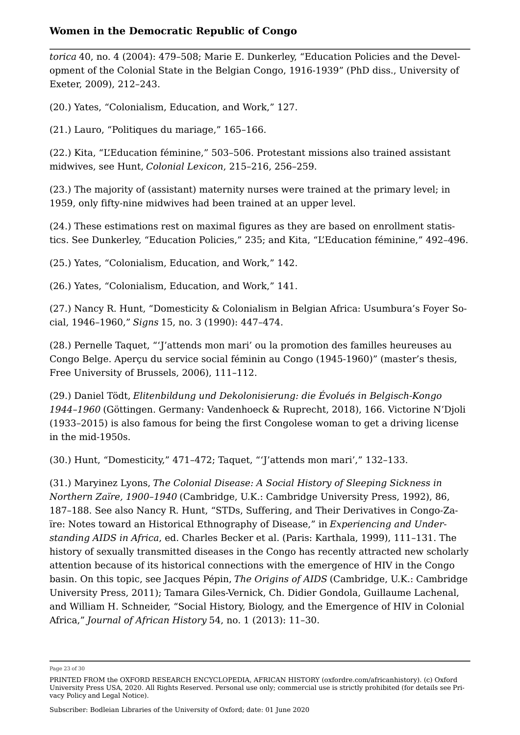*torica* 40, no. 4 (2004): 479–508; Marie E. Dunkerley, "Education Policies and the Development of the Colonial State in the Belgian Congo, 1916-1939" (PhD diss., University of Exeter, 2009), 212–243.

(20.) Yates, "Colonialism, Education, and Work," 127.

(21.) Lauro, "Politiques du mariage," 165–166.

(22.) Kita, "L'Education féminine," 503–506. Protestant missions also trained assistant midwives, see Hunt, *Colonial Lexicon*, 215–216, 256–259.

(23.) The majority of (assistant) maternity nurses were trained at the primary level; in 1959, only fifty-nine midwives had been trained at an upper level.

(24.) These estimations rest on maximal figures as they are based on enrollment statistics. See Dunkerley, "Education Policies," 235; and Kita, "L'Education féminine," 492–496.

(25.) Yates, "Colonialism, Education, and Work," 142.

(26.) Yates, "Colonialism, Education, and Work," 141.

(27.) Nancy R. Hunt, "Domesticity & Colonialism in Belgian Africa: Usumbura's Foyer Social, 1946–1960," *Signs* 15, no. 3 (1990): 447–474.

(28.) Pernelle Taquet, "'J'attends mon mari' ou la promotion des familles heureuses au Congo Belge. Aperçu du service social féminin au Congo (1945-1960)" (master's thesis, Free University of Brussels, 2006), 111–112.

(29.) Daniel Tödt, *Elitenbildung und Dekolonisierung: die Évolués in Belgisch-Kongo 1944–1960* (Göttingen. Germany: Vandenhoeck & Ruprecht, 2018), 166. Victorine N'Djoli (1933–2015) is also famous for being the first Congolese woman to get a driving license in the mid-1950s.

(30.) Hunt, "Domesticity," 471–472; Taquet, "'J'attends mon mari'," 132–133.

(31.) Maryinez Lyons, *The Colonial Disease: A Social History of Sleeping Sickness in Northern Zaïre, 1900–1940* (Cambridge, U.K.: Cambridge University Press, 1992), 86, 187–188. See also Nancy R. Hunt, "STDs, Suffering, and Their Derivatives in Congo-Zaïre: Notes toward an Historical Ethnography of Disease," in *Experiencing and Understanding AIDS in Africa*, ed. Charles Becker et al. (Paris: Karthala, 1999), 111–131. The history of sexually transmitted diseases in the Congo has recently attracted new scholarly attention because of its historical connections with the emergence of HIV in the Congo basin. On this topic, see Jacques Pépin, *The Origins of AIDS* (Cambridge, U.K.: Cambridge University Press, 2011); Tamara Giles-Vernick, Ch. Didier Gondola, Guillaume Lachenal, and William H. Schneider, "Social History, Biology, and the Emergence of HIV in Colonial Africa," *Journal of African History* 54, no. 1 (2013): 11–30.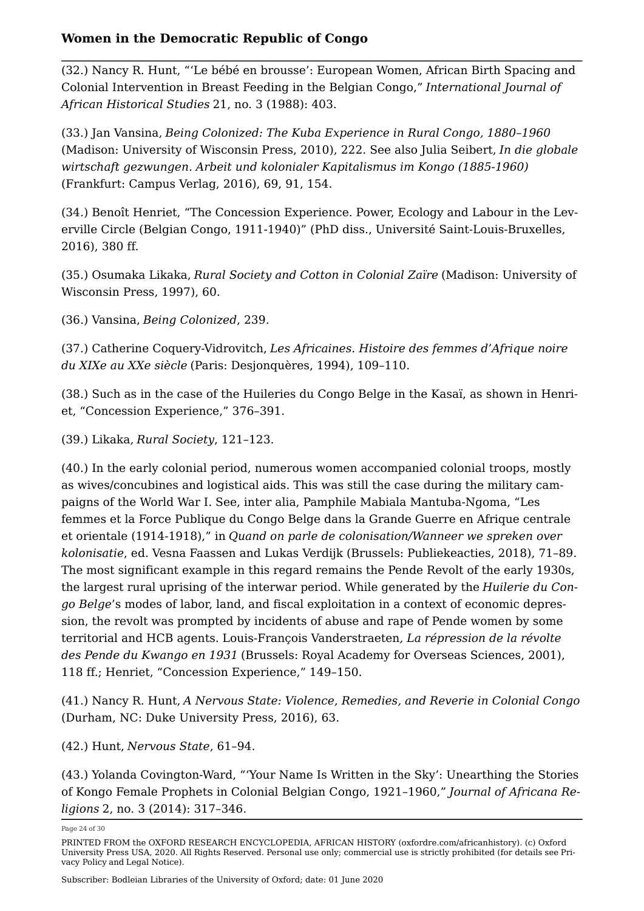(32.) Nancy R. Hunt, "'Le bébé en brousse': European Women, African Birth Spacing and Colonial Intervention in Breast Feeding in the Belgian Congo," *International Journal of African Historical Studies* 21, no. 3 (1988): 403.

(33.) Jan Vansina, *Being Colonized: The Kuba Experience in Rural Congo, 1880–1960* (Madison: University of Wisconsin Press, 2010), 222. See also Julia Seibert, *In die globale wirtschaft gezwungen. Arbeit und kolonialer Kapitalismus im Kongo (1885-1960)* (Frankfurt: Campus Verlag, 2016), 69, 91, 154.

(34.) Benoît Henriet, "The Concession Experience. Power, Ecology and Labour in the Leverville Circle (Belgian Congo, 1911-1940)" (PhD diss., Université Saint-Louis-Bruxelles, 2016), 380 ff.

(35.) Osumaka Likaka, *Rural Society and Cotton in Colonial Zaïre* (Madison: University of Wisconsin Press, 1997), 60.

(36.) Vansina, *Being Colonized*, 239.

(37.) Catherine Coquery-Vidrovitch, *Les Africaines. Histoire des femmes d'Afrique noire du XIXe au XXe siècle* (Paris: Desjonquères, 1994), 109–110.

(38.) Such as in the case of the Huileries du Congo Belge in the Kasaï, as shown in Henriet, "Concession Experience," 376–391.

(39.) Likaka, *Rural Society*, 121–123.

(40.) In the early colonial period, numerous women accompanied colonial troops, mostly as wives/concubines and logistical aids. This was still the case during the military campaigns of the World War I. See, inter alia, Pamphile Mabiala Mantuba-Ngoma, "Les femmes et la Force Publique du Congo Belge dans la Grande Guerre en Afrique centrale et orientale (1914-1918)," in *Quand on parle de colonisation/Wanneer we spreken over kolonisatie*, ed. Vesna Faassen and Lukas Verdijk (Brussels: Publiekeacties, 2018), 71–89. The most significant example in this regard remains the Pende Revolt of the early 1930s, the largest rural uprising of the interwar period. While generated by the *Huilerie du Congo Belge*'s modes of labor, land, and fiscal exploitation in a context of economic depression, the revolt was prompted by incidents of abuse and rape of Pende women by some territorial and HCB agents. Louis-François Vanderstraeten, *La répression de la révolte des Pende du Kwango en 1931* (Brussels: Royal Academy for Overseas Sciences, 2001), 118 ff.; Henriet, "Concession Experience," 149–150.

(41.) Nancy R. Hunt, *A Nervous State: Violence, Remedies, and Reverie in Colonial Congo* (Durham, NC: Duke University Press, 2016), 63.

(42.) Hunt, *Nervous State*, 61–94.

(43.) Yolanda Covington-Ward, "'Your Name Is Written in the Sky': Unearthing the Stories of Kongo Female Prophets in Colonial Belgian Congo, 1921–1960," *Journal of Africana Religions* 2, no. 3 (2014): 317–346.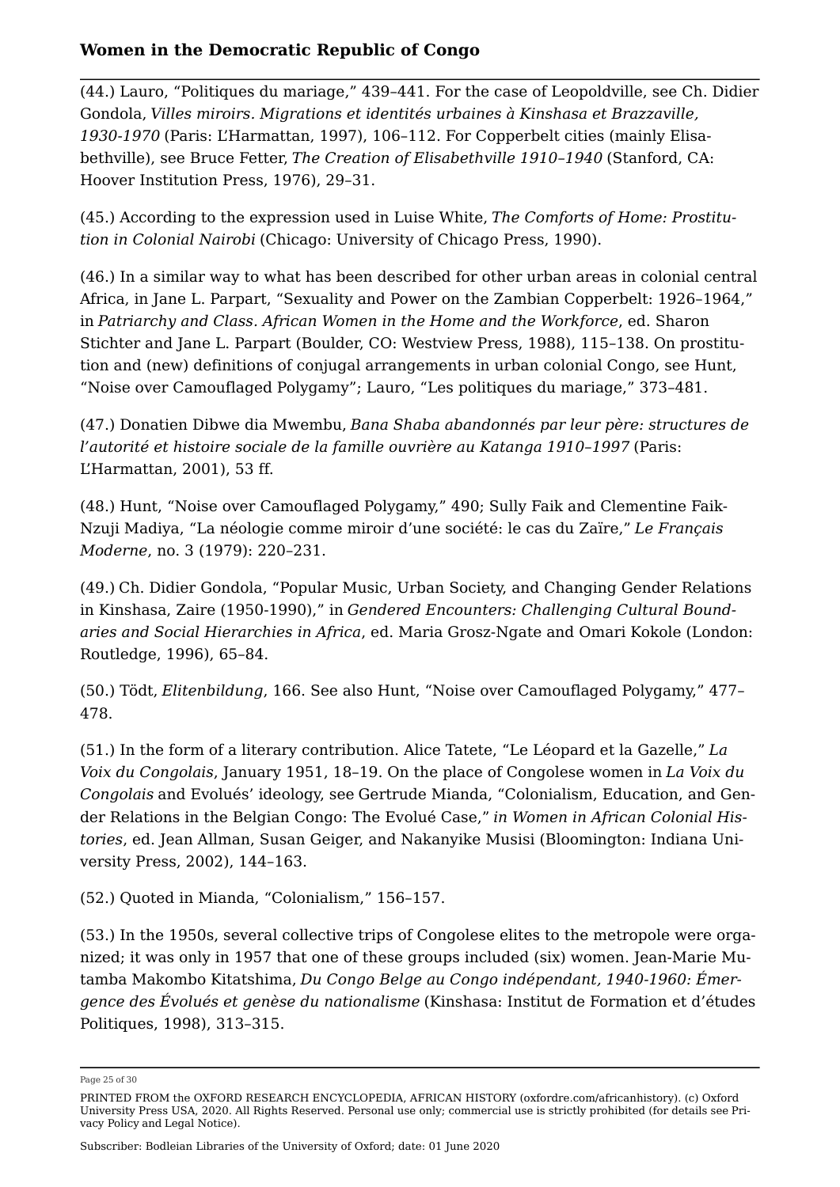(44.) Lauro, "Politiques du mariage," 439–441. For the case of Leopoldville, see Ch. Didier Gondola, *Villes miroirs. Migrations et identités urbaines à Kinshasa et Brazzaville, 1930-1970* (Paris: L'Harmattan, 1997), 106–112. For Copperbelt cities (mainly Elisabethville), see Bruce Fetter, *The Creation of Elisabethville 1910–1940* (Stanford, CA: Hoover Institution Press, 1976), 29–31.

(45.) According to the expression used in Luise White, *The Comforts of Home: Prostitution in Colonial Nairobi* (Chicago: University of Chicago Press, 1990).

(46.) In a similar way to what has been described for other urban areas in colonial central Africa, in Jane L. Parpart, "Sexuality and Power on the Zambian Copperbelt: 1926–1964," in *Patriarchy and Class. African Women in the Home and the Workforce*, ed. Sharon Stichter and Jane L. Parpart (Boulder, CO: Westview Press, 1988), 115–138. On prostitution and (new) definitions of conjugal arrangements in urban colonial Congo, see Hunt, "Noise over Camouflaged Polygamy"; Lauro, "Les politiques du mariage," 373–481.

(47.) Donatien Dibwe dia Mwembu, *Bana Shaba abandonnés par leur père: structures de l'autorité et histoire sociale de la famille ouvrière au Katanga 1910–1997* (Paris: L'Harmattan, 2001), 53 ff.

(48.) Hunt, "Noise over Camouflaged Polygamy," 490; Sully Faik and Clementine Faik-Nzuji Madiya, "La néologie comme miroir d'une société: le cas du Zaïre," *Le Français Moderne*, no. 3 (1979): 220–231.

(49.) Ch. Didier Gondola, "Popular Music, Urban Society, and Changing Gender Relations in Kinshasa, Zaire (1950-1990)," in *Gendered Encounters: Challenging Cultural Boundaries and Social Hierarchies in Africa*, ed. Maria Grosz-Ngate and Omari Kokole (London: Routledge, 1996), 65–84.

(50.) Tödt, *Elitenbildung*, 166. See also Hunt, "Noise over Camouflaged Polygamy," 477–478.

(51.) In the form of a literary contribution. Alice Tatete, "Le Léopard et la Gazelle," *La Voix du Congolais*, January 1951, 18–19. On the place of Congolese women in *La Voix du Congolais* and Evolués' ideology, see Gertrude Mianda, "Colonialism, Education, and Gender Relations in the Belgian Congo: The Evolué Case," *in Women in African Colonial Histories*, ed. Jean Allman, Susan Geiger, and Nakanyike Musisi (Bloomington: Indiana University Press, 2002), 144–163.

(52.) Quoted in Mianda, "Colonialism," 156–157.

(53.) In the 1950s, several collective trips of Congolese elites to the metropole were organized; it was only in 1957 that one of these groups included (six) women. Jean-Marie Mutamba Makombo Kitatshima, *Du Congo Belge au Congo indépendant, 1940-1960: Émergence des Évolués et genèse du nationalisme* (Kinshasa: Institut de Formation et d'études Politiques, 1998), 313–315.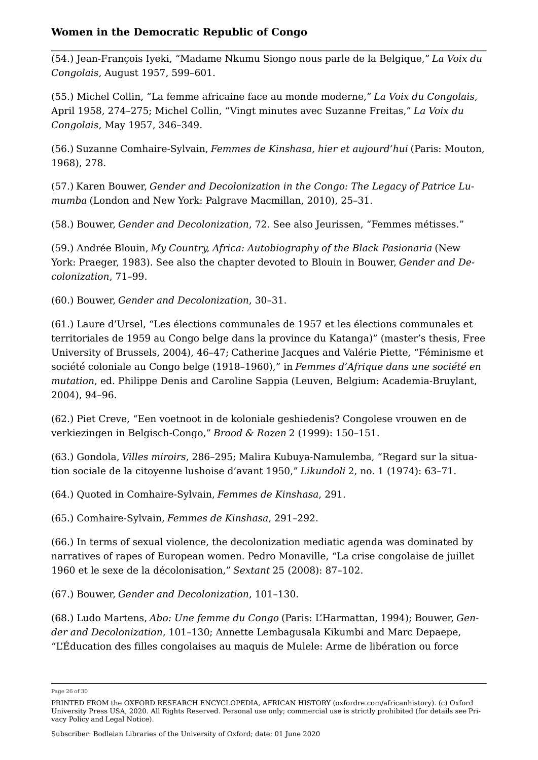(54.) Jean-François Iyeki, "Madame Nkumu Siongo nous parle de la Belgique," *La Voix du Congolais*, August 1957, 599–601.

(55.) Michel Collin, "La femme africaine face au monde moderne," *La Voix du Congolais*, April 1958, 274–275; Michel Collin, "Vingt minutes avec Suzanne Freitas," *La Voix du Congolais*, May 1957, 346–349.

(56.) Suzanne Comhaire-Sylvain, *Femmes de Kinshasa, hier et aujourd'hui* (Paris: Mouton, 1968), 278.

(57.) Karen Bouwer, *Gender and Decolonization in the Congo: The Legacy of Patrice Lumumba* (London and New York: Palgrave Macmillan, 2010), 25–31.

(58.) Bouwer, *Gender and Decolonization*, 72. See also Jeurissen, "Femmes métisses."

(59.) Andrée Blouin, *My Country, Africa: Autobiography of the Black Pasionaria* (New York: Praeger, 1983). See also the chapter devoted to Blouin in Bouwer, *Gender and Decolonization*, 71–99.

(60.) Bouwer, *Gender and Decolonization*, 30–31.

(61.) Laure d'Ursel, "Les élections communales de 1957 et les élections communales et territoriales de 1959 au Congo belge dans la province du Katanga)" (master's thesis, Free University of Brussels, 2004), 46–47; Catherine Jacques and Valérie Piette, "Féminisme et société coloniale au Congo belge (1918–1960)," in *Femmes d'Afrique dans une société en mutation*, ed. Philippe Denis and Caroline Sappia (Leuven, Belgium: Academia-Bruylant, 2004), 94–96.

(62.) Piet Creve, "Een voetnoot in de koloniale geshiedenis? Congolese vrouwen en de verkiezingen in Belgisch-Congo," *Brood & Rozen* 2 (1999): 150–151.

(63.) Gondola, *Villes miroirs*, 286–295; Malira Kubuya-Namulemba, "Regard sur la situation sociale de la citoyenne lushoise d'avant 1950," *Likundoli* 2, no. 1 (1974): 63–71.

(64.) Quoted in Comhaire-Sylvain, *Femmes de Kinshasa*, 291.

(65.) Comhaire-Sylvain, *Femmes de Kinshasa*, 291–292.

(66.) In terms of sexual violence, the decolonization mediatic agenda was dominated by narratives of rapes of European women. Pedro Monaville, "La crise congolaise de juillet 1960 et le sexe de la décolonisation," *Sextant* 25 (2008): 87–102.

(67.) Bouwer, *Gender and Decolonization*, 101–130.

(68.) Ludo Martens, *Abo: Une femme du Congo* (Paris: L'Harmattan, 1994); Bouwer, *Gender and Decolonization*, 101–130; Annette Lembagusala Kikumbi and Marc Depaepe, "L'Éducation des filles congolaises au maquis de Mulele: Arme de libération ou force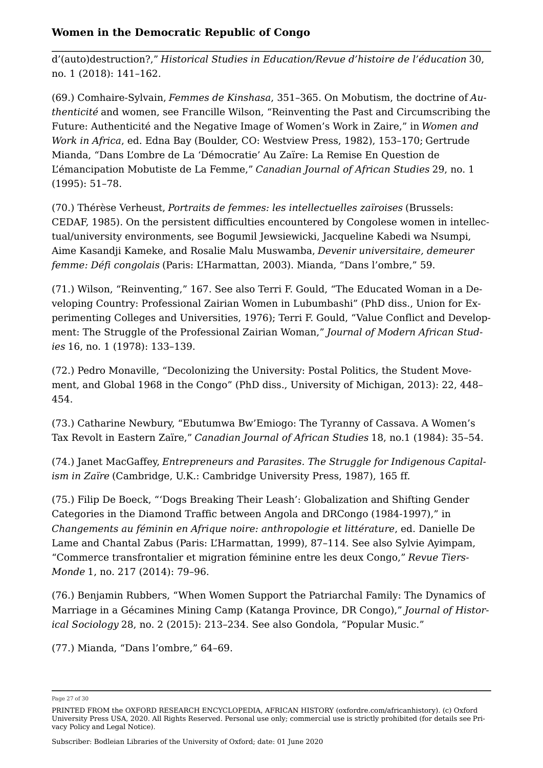d’(auto)destruction?,” *Historical Studies in Education/Revue d’histoire de l’éducation* 30, no. 1 (2018): 141–162.

(69.) Comhaire-Sylvain, *Femmes de Kinshasa*, 351–365. On Mobutism, the doctrine of *Authenticité* and women, see Francille Wilson, “Reinventing the Past and Circumscribing the Future: Authenticité and the Negative Image of Women’s Work in Zaire,” in *Women and Work in Africa*, ed. Edna Bay (Boulder, CO: Westview Press, 1982), 153–170; Gertrude Mianda, “Dans L’ombre de La ‘Démocratie’ Au Zaïre: La Remise En Question de L’émancipation Mobutiste de La Femme,” *Canadian Journal of African Studies* 29, no. 1 (1995): 51–78.

(70.) Thérèse Verheust, *Portraits de femmes: les intellectuelles zaïroises* (Brussels: CEDAF, 1985). On the persistent difficulties encountered by Congolese women in intellectual/university environments, see Bogumil Jewsiewicki, Jacqueline Kabedi wa Nsumpi, Aime Kasandji Kameke, and Rosalie Malu Muswamba, *Devenir universitaire, demeurer femme: Défi congolais* (Paris: L’Harmattan, 2003). Mianda, “Dans l’ombre,” 59.

(71.) Wilson, “Reinventing,” 167. See also Terri F. Gould, “The Educated Woman in a Developing Country: Professional Zairian Women in Lubumbashi” (PhD diss., Union for Experimenting Colleges and Universities, 1976); Terri F. Gould, “Value Conflict and Development: The Struggle of the Professional Zairian Woman,” *Journal of Modern African Studies* 16, no. 1 (1978): 133–139.

(72.) Pedro Monaville, “Decolonizing the University: Postal Politics, the Student Movement, and Global 1968 in the Congo” (PhD diss., University of Michigan, 2013): 22, 448–454.

(73.) Catharine Newbury, “Ebutumwa Bw’Emiogo: The Tyranny of Cassava. A Women’s Tax Revolt in Eastern Zaïre,” *Canadian Journal of African Studies* 18, no.1 (1984): 35–54.

(74.) Janet MacGaffey, *Entrepreneurs and Parasites. The Struggle for Indigenous Capitalism in Zaïre* (Cambridge, U.K.: Cambridge University Press, 1987), 165 ff.

(75.) Filip De Boeck, “‘Dogs Breaking Their Leash’: Globalization and Shifting Gender Categories in the Diamond Traffic between Angola and DRCongo (1984-1997),” in *Changements au féminin en Afrique noire: anthropologie et littérature*, ed. Danielle De Lame and Chantal Zabus (Paris: L’Harmattan, 1999), 87–114. See also Sylvie Ayimpam, “Commerce transfrontalier et migration féminine entre les deux Congo,” *Revue Tiers-Monde* 1, no. 217 (2014): 79–96.

(76.) Benjamin Rubbers, “When Women Support the Patriarchal Family: The Dynamics of Marriage in a Gécamines Mining Camp (Katanga Province, DR Congo),” *Journal of Historical Sociology* 28, no. 2 (2015): 213–234. See also Gondola, “Popular Music.”

(77.) Mianda, “Dans l’ombre,” 64–69.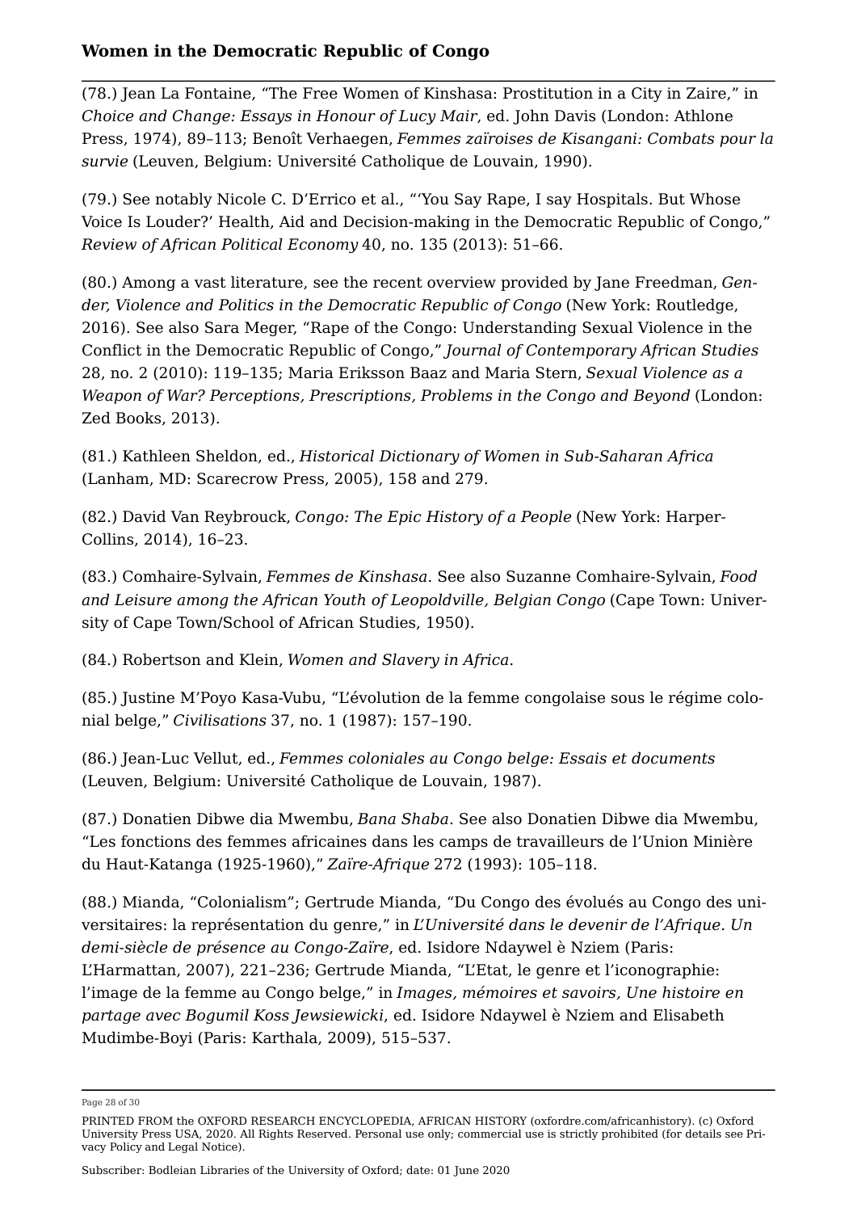(78.) Jean La Fontaine, “The Free Women of Kinshasa: Prostitution in a City in Zaire,” in *Choice and Change: Essays in Honour of Lucy Mair*, ed. John Davis (London: Athlone Press, 1974), 89–113; Benoît Verhaegen, *Femmes zaïroises de Kisangani: Combats pour la survie* (Leuven, Belgium: Université Catholique de Louvain, 1990).

(79.) See notably Nicole C. D’Errico et al., “‘You Say Rape, I say Hospitals. But Whose Voice Is Louder?’ Health, Aid and Decision-making in the Democratic Republic of Congo,” *Review of African Political Economy* 40, no. 135 (2013): 51–66.

(80.) Among a vast literature, see the recent overview provided by Jane Freedman, *Gender, Violence and Politics in the Democratic Republic of Congo* (New York: Routledge, 2016). See also Sara Meger, “Rape of the Congo: Understanding Sexual Violence in the Conflict in the Democratic Republic of Congo,” *Journal of Contemporary African Studies* 28, no. 2 (2010): 119–135; Maria Eriksson Baaz and Maria Stern, *Sexual Violence as a Weapon of War? Perceptions, Prescriptions, Problems in the Congo and Beyond* (London: Zed Books, 2013).

(81.) Kathleen Sheldon, ed., *Historical Dictionary of Women in Sub-Saharan Africa* (Lanham, MD: Scarecrow Press, 2005), 158 and 279.

(82.) David Van Reybrouck, *Congo: The Epic History of a People* (New York: Harper-Collins, 2014), 16–23.

(83.) Comhaire-Sylvain, *Femmes de Kinshasa*. See also Suzanne Comhaire-Sylvain, *Food and Leisure among the African Youth of Leopoldville, Belgian Congo* (Cape Town: University of Cape Town/School of African Studies, 1950).

(84.) Robertson and Klein, *Women and Slavery in Africa*.

(85.) Justine M’Poyo Kasa-Vubu, “L’évolution de la femme congolaise sous le régime colonial belge,” *Civilisations* 37, no. 1 (1987): 157–190.

(86.) Jean-Luc Vellut, ed., *Femmes coloniales au Congo belge: Essais et documents* (Leuven, Belgium: Université Catholique de Louvain, 1987).

(87.) Donatien Dibwe dia Mwembu, *Bana Shaba*. See also Donatien Dibwe dia Mwembu, “Les fonctions des femmes africaines dans les camps de travailleurs de l’Union Minière du Haut-Katanga (1925-1960),” *Zaïre-Afrique* 272 (1993): 105–118.

(88.) Mianda, “Colonialism”; Gertrude Mianda, “Du Congo des évolués au Congo des universitaires: la représentation du genre,” in *L’Université dans le devenir de l’Afrique. Un demi-siècle de présence au Congo-Zaïre*, ed. Isidore Ndaywel è Nziem (Paris: L’Harmattan, 2007), 221–236; Gertrude Mianda, “L’Etat, le genre et l’iconographie: l’image de la femme au Congo belge,” in *Images, mémoires et savoirs, Une histoire en partage avec Bogumil Koss Jewsiewicki*, ed. Isidore Ndaywel è Nziem and Elisabeth Mudimbe-Boyi (Paris: Karthala, 2009), 515–537.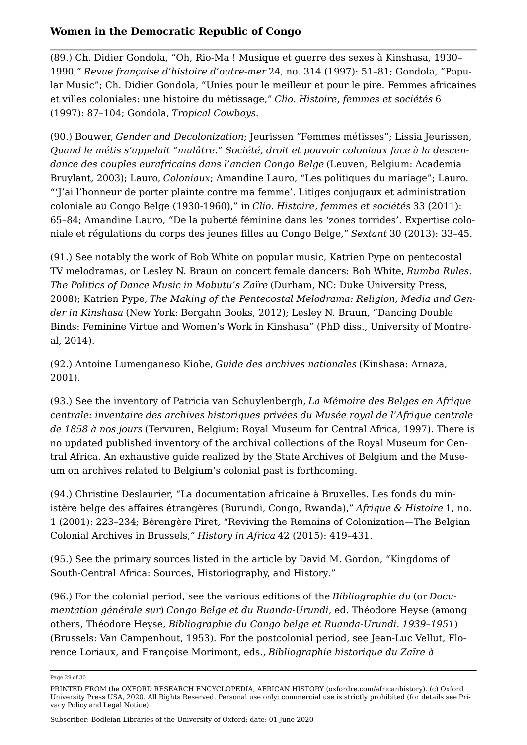(89.) Ch. Didier Gondola, “Oh, Rio-Ma ! Musique et guerre des sexes à Kinshasa, 1930–1990,” *Revue française d’histoire d’outre-mer* 24, no. 314 (1997): 51–81; Gondola, “Popular Music”; Ch. Didier Gondola, “Unies pour le meilleur et pour le pire. Femmes africaines et villes coloniales: une histoire du métissage,” *Clio. Histoire, femmes et sociétés* 6 (1997): 87–104; Gondola, *Tropical Cowboys*.

(90.) Bouwer, *Gender and Decolonization*; Jeurissen “Femmes métisses”; Lissia Jeurissen, *Quand le métis s’appelait “mulâtre.” Société, droit et pouvoir coloniaux face à la descendance des couples eurafricains dans l’ancien Congo Belge* (Leuven, Belgium: Academia Bruylant, 2003); Lauro, *Coloniaux*; Amandine Lauro, “Les politiques du mariage”; Lauro. “‘J’ai l’honneur de porter plainte contre ma femme’. Litiges conjugaux et administration coloniale au Congo Belge (1930-1960),” in *Clio. Histoire, femmes et sociétés* 33 (2011): 65–84; Amandine Lauro, “De la puberté féminine dans les ‘zones torrides’. Expertise coloniale et régulations du corps des jeunes filles au Congo Belge,” *Sextant* 30 (2013): 33–45.

(91.) See notably the work of Bob White on popular music, Katrien Pype on pentecostal TV melodramas, or Lesley N. Braun on concert female dancers: Bob White, *Rumba Rules. The Politics of Dance Music in Mobutu’s Zaïre* (Durham, NC: Duke University Press, 2008); Katrien Pype, *The Making of the Pentecostal Melodrama: Religion, Media and Gender in Kinshasa* (New York: Bergahn Books, 2012); Lesley N. Braun, “Dancing Double Binds: Feminine Virtue and Women’s Work in Kinshasa” (PhD diss., University of Montreal, 2014).

(92.) Antoine Lumenganeso Kiobe, *Guide des archives nationales* (Kinshasa: Arnaza, 2001).

(93.) See the inventory of Patricia van Schuylenbergh, *La Mémoire des Belges en Afrique centrale: inventaire des archives historiques privées du Musée royal de l’Afrique centrale de 1858 à nos jours* (Tervuren, Belgium: Royal Museum for Central Africa, 1997). There is no updated published inventory of the archival collections of the Royal Museum for Central Africa. An exhaustive guide realized by the State Archives of Belgium and the Museum on archives related to Belgium’s colonial past is forthcoming.

(94.) Christine Deslaurier, “La documentation africaine à Bruxelles. Les fonds du ministère belge des affaires étrangères (Burundi, Congo, Rwanda),” *Afrique & Histoire* 1, no. 1 (2001): 223–234; Bérengère Piret, “Reviving the Remains of Colonization—The Belgian Colonial Archives in Brussels,” *History in Africa* 42 (2015): 419–431.

(95.) See the primary sources listed in the article by David M. Gordon, “Kingdoms of South-Central Africa: Sources, Historiography, and History.”

(96.) For the colonial period, see the various editions of the *Bibliographie du* (or *Documentation générale sur*) *Congo Belge et du Ruanda-Urundi*, ed. Théodore Heyse (among others, Théodore Heyse, *Bibliographie du Congo belge et Ruanda-Urundi. 1939–1951*) (Brussels: Van Campenhout, 1953). For the postcolonial period, see Jean-Luc Vellut, Florence Loriaux, and Françoise Morimont, eds., *Bibliographie historique du Zaïre à*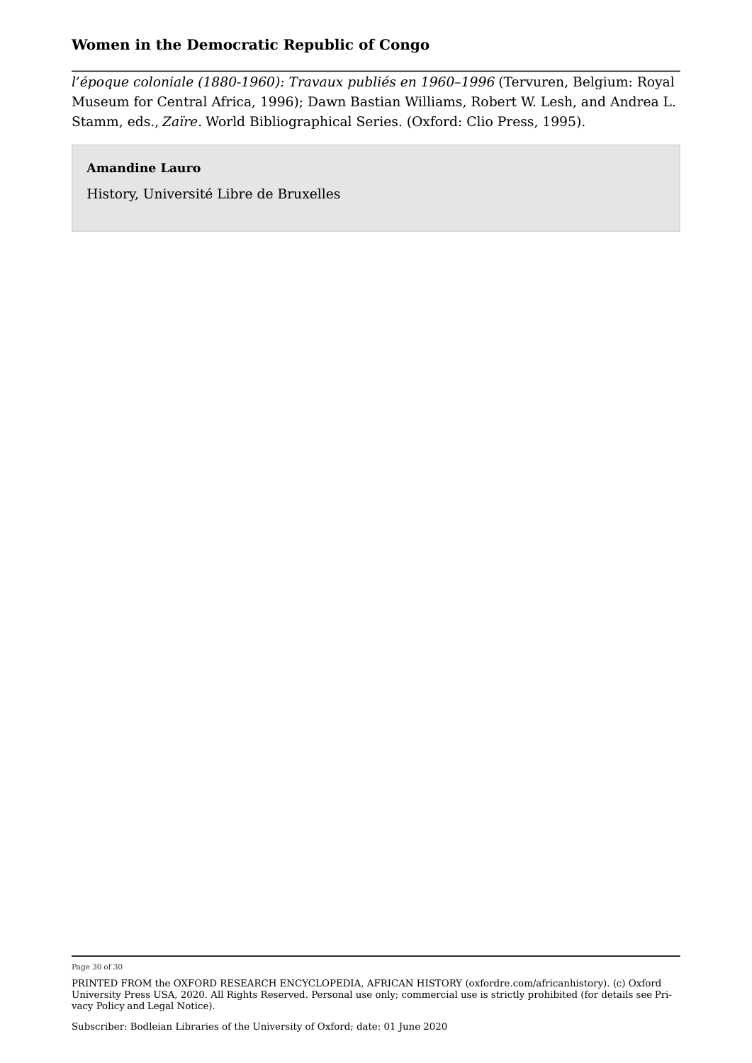*l'époque coloniale (1880-1960): Travaux publiés en 1960–1996* (Tervuren, Belgium: Royal Museum for Central Africa, 1996); Dawn Bastian Williams, Robert W. Lesh, and Andrea L. Stamm, eds., *Zaïre*. World Bibliographical Series. (Oxford: Clio Press, 1995).

**Amandine Lauro**

History, Université Libre de Bruxelles